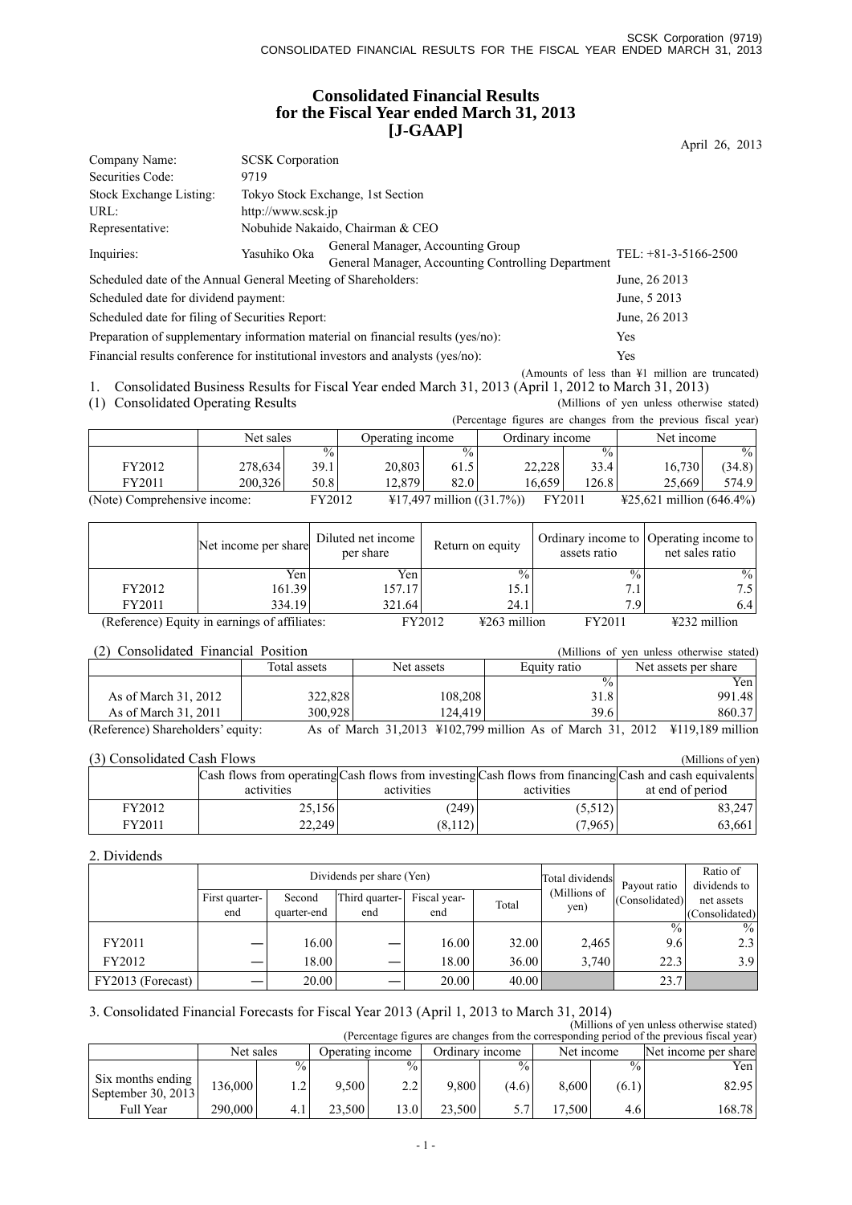# Consolidated Financial Results for the Fiscal Year ended March 31, 2013 [J-GAAP]

April 26, 2013

| | | |
|---|---|---|
| Company Name: | SCSK Corporation | |
| Securities Code: | 9719 | |
| Stock Exchange Listing: | Tokyo Stock Exchange, 1st Section | |
| URL: | http://www.scsk.jp | |
| Representative: | Nobuhide Nakaido, Chairman & CEO | |
| Inquiries: | Yasuhiko Oka General Manager, Accounting Group General Manager, Accounting Controlling Department | TEL: +81-3-5166-2500 |
| Scheduled date of the Annual General Meeting of Shareholders: | | June, 26 2013 |
| Scheduled date for dividend payment: | | June, 5 2013 |
| Scheduled date for filing of Securities Report: | | June, 26 2013 |
| Preparation of supplementary information material on financial results (yes/no): | | Yes |
| Financial results conference for institutional investors and analysts (yes/no): | | Yes |

(Amounts of less than ¥1 million are truncated)

1. Consolidated Business Results for Fiscal Year ended March 31, 2013 (April 1, 2012 to March 31, 2013)

(1) Consolidated Operating Results

(Millions of yen unless otherwise stated)

(Percentage figures are changes from the previous fiscal year)

| | Net sales | | Operating income | | Ordinary income | | Net income | |
|---|---|---|---|---|---|---|---|---|
| | | % | | % | | % | | % |
| FY2012 | 278,634 | 39.1 | 20,803 | 61.5 | 22,228 | 33.4 | 16,730 | (34.8) |
| FY2011 | 200,326 | 50.8 | 12,879 | 82.0 | 16,659 | 126.8 | 25,669 | 574.9 |

(Note) Comprehensive income: FY2012 ¥17,497 million ((31.7%)) FY2011 ¥25,621 million (646.4%)

| | Net income per share | Diluted net income per share | Return on equity | Ordinary income to assets ratio | Operating income to net sales ratio |
|---|---|---|---|---|---|
| | Yen | Yen | % | % | % |
| FY2012 | 161.39 | 157.17 | 15.1 | 7.1 | 7.5 |
| FY2011 | 334.19 | 321.64 | 24.1 | 7.9 | 6.4 |

(Reference) Equity in earnings of affiliates: FY2012 ¥263 million FY2011 ¥232 million

(2) Consolidated Financial Position

(Millions of yen unless otherwise stated)

| | Total assets | Net assets | Equity ratio | Net assets per share |
|---|---|---|---|---|
| | | | % | Yen |
| As of March 31, 2012 | 322,828 | 108,208 | 31.8 | 991.48 |
| As of March 31, 2011 | 300,928 | 124,419 | 39.6 | 860.37 |

(Reference) Shareholders' equity: As of March 31,2013 ¥102,799 million As of March 31, 2012 ¥119,189 million

(3) Consolidated Cash Flows

(Millions of yen)

| | Cash flows from operating activities | Cash flows from investing activities | Cash flows from financing activities | Cash and cash equivalents at end of period |
|---|---|---|---|---|
| FY2012 | 25,156 | (249) | (5,512) | 83,247 |
| FY2011 | 22,249 | (8,112) | (7,965) | 63,661 |

2. Dividends

| | Dividends per share (Yen) | | | | | Total dividends (Millions of yen) | Payout ratio (Consolidated) | Ratio of dividends to net assets (Consolidated) |
|---|---|---|---|---|---|---|---|---|
| | First quarter-end | Second quarter-end | Third quarter-end | Fiscal year-end | Total | | | |
| | | | | | | | % | % |
| FY2011 | — | 16.00 | — | 16.00 | 32.00 | 2,465 | 9.6 | 2.3 |
| FY2012 | — | 18.00 | — | 18.00 | 36.00 | 3,740 | 22.3 | 3.9 |
| FY2013 (Forecast) | — | 20.00 | — | 20.00 | 40.00 | | 23.7 | |

3. Consolidated Financial Forecasts for Fiscal Year 2013 (April 1, 2013 to March 31, 2014)

(Millions of yen unless otherwise stated)

(Percentage figures are changes from the corresponding period of the previous fiscal year)

| | Net sales | | Operating income | | Ordinary income | | Net income | | Net income per share |
|---|---|---|---|---|---|---|---|---|---|
| | | % | | % | | % | | % | Yen |
| Six months ending September 30, 2013 | 136,000 | 1.2 | 9,500 | 2.2 | 9,800 | (4.6) | 8,600 | (6.1) | 82.95 |
| Full Year | 290,000 | 4.1 | 23,500 | 13.0 | 23,500 | 5.7 | 17,500 | 4.6 | 168.78 |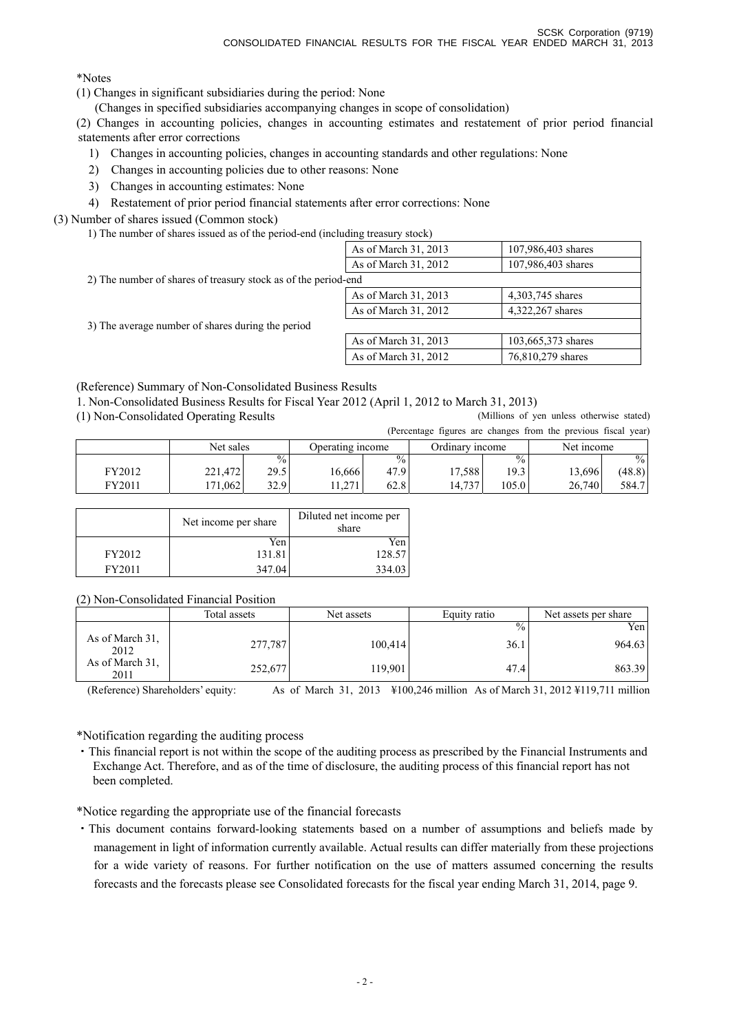*Notes

(1) Changes in significant subsidiaries during the period: None

(Changes in specified subsidiaries accompanying changes in scope of consolidation)

(2) Changes in accounting policies, changes in accounting estimates and restatement of prior period financial statements after error corrections

1) Changes in accounting policies, changes in accounting standards and other regulations: None
2) Changes in accounting policies due to other reasons: None
3) Changes in accounting estimates: None
4) Restatement of prior period financial statements after error corrections: None

(3) Number of shares issued (Common stock)

1) The number of shares issued as of the period-end (including treasury stock)

| | |
|---|---|
| As of March 31, 2013 | 107,986,403 shares |
| As of March 31, 2012 | 107,986,403 shares |

2) The number of shares of treasury stock as of the period-end

| | |
|---|---|
| As of March 31, 2013 | 4,303,745 shares |
| As of March 31, 2012 | 4,322,267 shares |

3) The average number of shares during the period

| | |
|---|---|
| As of March 31, 2013 | 103,665,373 shares |
| As of March 31, 2012 | 76,810,279 shares |

(Reference) Summary of Non-Consolidated Business Results

1. Non-Consolidated Business Results for Fiscal Year 2012 (April 1, 2012 to March 31, 2013)

(1) Non-Consolidated Operating Results

(Millions of yen unless otherwise stated)

(Percentage figures are changes from the previous fiscal year)

| | Net sales | | Operating income | | Ordinary income | | Net income | |
|---|---|---|---|---|---|---|---|---|
| | | % | | % | | % | | % |
| FY2012 | 221,472 | 29.5 | 16,666 | 47.9 | 17,588 | 19.3 | 13,696 | (48.8) |
| FY2011 | 171,062 | 32.9 | 11,271 | 62.8 | 14,737 | 105.0 | 26,740 | 584.7 |

| | Net income per share | Diluted net income per share |
|---|---|---|
| | Yen | Yen |
| FY2012 | 131.81 | 128.57 |
| FY2011 | 347.04 | 334.03 |

(2) Non-Consolidated Financial Position

| | Total assets | Net assets | Equity ratio | Net assets per share |
|---|---|---|---|---|
| | | | % | Yen |
| As of March 31, 2012 | 277,787 | 100,414 | 36.1 | 964.63 |
| As of March 31, 2011 | 252,677 | 119,901 | 47.4 | 863.39 |

(Reference) Shareholders' equity: As of March 31, 2013 ¥100,246 million As of March 31, 2012 ¥119,711 million

*Notification regarding the auditing process

- This financial report is not within the scope of the auditing process as prescribed by the Financial Instruments and Exchange Act. Therefore, and as of the time of disclosure, the auditing process of this financial report has not been completed.

*Notice regarding the appropriate use of the financial forecasts

- This document contains forward-looking statements based on a number of assumptions and beliefs made by management in light of information currently available. Actual results can differ materially from these projections for a wide variety of reasons. For further notification on the use of matters assumed concerning the results forecasts and the forecasts please see Consolidated forecasts for the fiscal year ending March 31, 2014, page 9.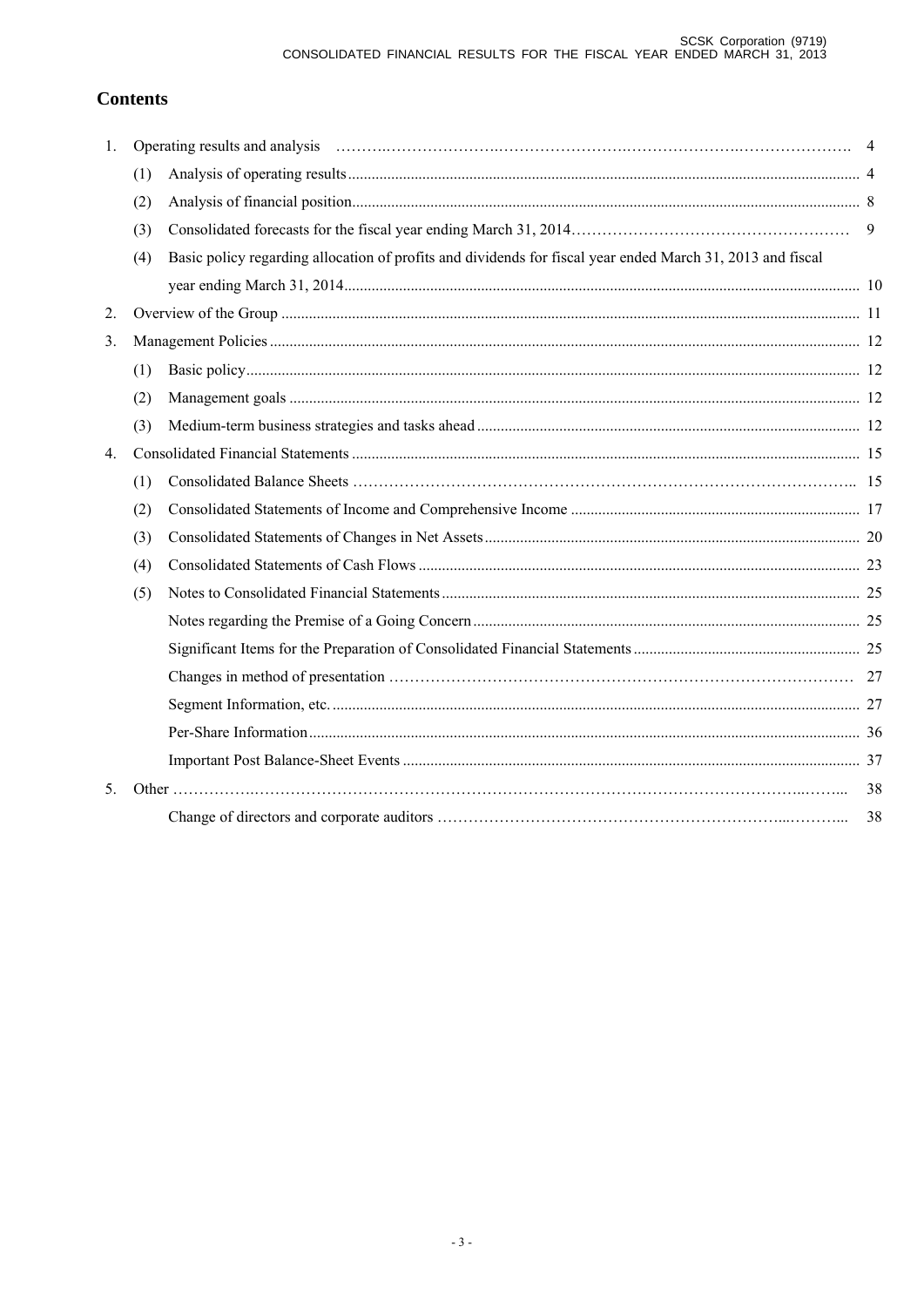## Contents

1. Operating results and analysis ........ 4
   - (1) Analysis of operating results ........ 4
   - (2) Analysis of financial position ........ 8
   - (3) Consolidated forecasts for the fiscal year ending March 31, 2014 ........ 9
   - (4) Basic policy regarding allocation of profits and dividends for fiscal year ended March 31, 2013 and fiscal year ending March 31, 2014 ........ 10
2. Overview of the Group ........ 11
3. Management Policies ........ 12
   - (1) Basic policy ........ 12
   - (2) Management goals ........ 12
   - (3) Medium-term business strategies and tasks ahead ........ 12
4. Consolidated Financial Statements ........ 15
   - (1) Consolidated Balance Sheets ........ 15
   - (2) Consolidated Statements of Income and Comprehensive Income ........ 17
   - (3) Consolidated Statements of Changes in Net Assets ........ 20
   - (4) Consolidated Statements of Cash Flows ........ 23
   - (5) Notes to Consolidated Financial Statements ........ 25
     - Notes regarding the Premise of a Going Concern ........ 25
     - Significant Items for the Preparation of Consolidated Financial Statements ........ 25
     - Changes in method of presentation ........ 27
     - Segment Information, etc. ........ 27
     - Per-Share Information ........ 36
     - Important Post Balance-Sheet Events ........ 37
5. Other ........ 38
   - Change of directors and corporate auditors ........ 38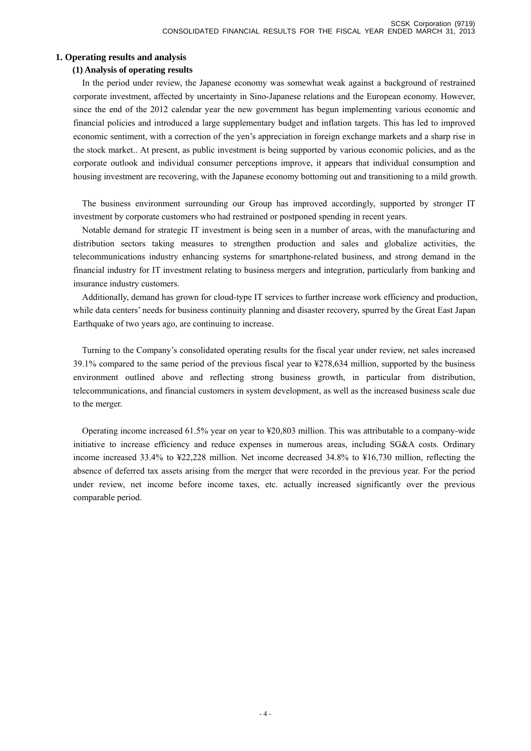## 1. Operating results and analysis

### (1) Analysis of operating results

In the period under review, the Japanese economy was somewhat weak against a background of restrained corporate investment, affected by uncertainty in Sino-Japanese relations and the European economy. However, since the end of the 2012 calendar year the new government has begun implementing various economic and financial policies and introduced a large supplementary budget and inflation targets. This has led to improved economic sentiment, with a correction of the yen's appreciation in foreign exchange markets and a sharp rise in the stock market.. At present, as public investment is being supported by various economic policies, and as the corporate outlook and individual consumer perceptions improve, it appears that individual consumption and housing investment are recovering, with the Japanese economy bottoming out and transitioning to a mild growth.

The business environment surrounding our Group has improved accordingly, supported by stronger IT investment by corporate customers who had restrained or postponed spending in recent years.

Notable demand for strategic IT investment is being seen in a number of areas, with the manufacturing and distribution sectors taking measures to strengthen production and sales and globalize activities, the telecommunications industry enhancing systems for smartphone-related business, and strong demand in the financial industry for IT investment relating to business mergers and integration, particularly from banking and insurance industry customers.

Additionally, demand has grown for cloud-type IT services to further increase work efficiency and production, while data centers' needs for business continuity planning and disaster recovery, spurred by the Great East Japan Earthquake of two years ago, are continuing to increase.

Turning to the Company's consolidated operating results for the fiscal year under review, net sales increased 39.1% compared to the same period of the previous fiscal year to ¥278,634 million, supported by the business environment outlined above and reflecting strong business growth, in particular from distribution, telecommunications, and financial customers in system development, as well as the increased business scale due to the merger.

Operating income increased 61.5% year on year to ¥20,803 million. This was attributable to a company-wide initiative to increase efficiency and reduce expenses in numerous areas, including SG&A costs. Ordinary income increased 33.4% to ¥22,228 million. Net income decreased 34.8% to ¥16,730 million, reflecting the absence of deferred tax assets arising from the merger that were recorded in the previous year. For the period under review, net income before income taxes, etc. actually increased significantly over the previous comparable period.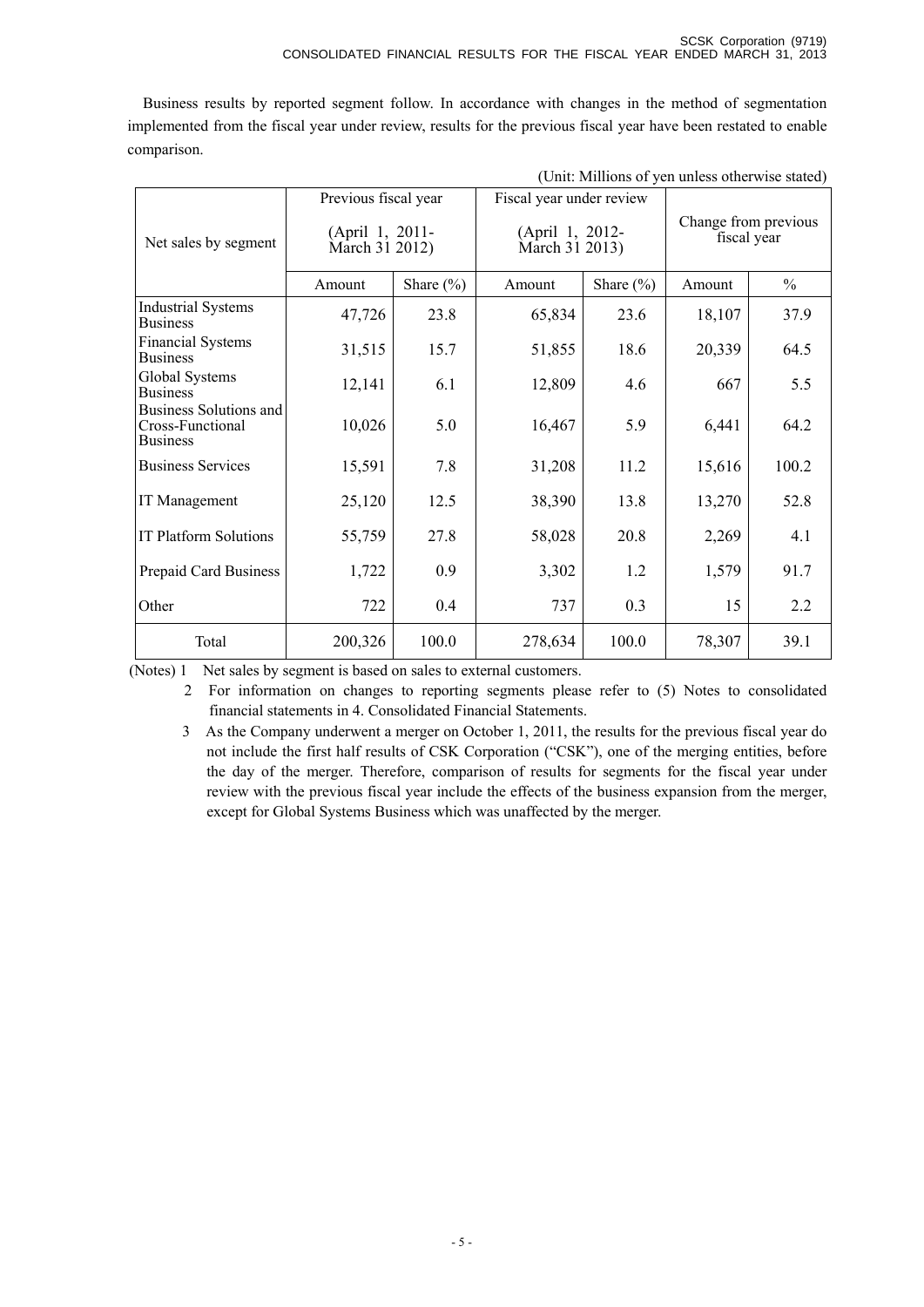Business results by reported segment follow. In accordance with changes in the method of segmentation implemented from the fiscal year under review, results for the previous fiscal year have been restated to enable comparison.

(Unit: Millions of yen unless otherwise stated)

| Net sales by segment | Previous fiscal year (April 1, 2011- March 31 2012) | | Fiscal year under review (April 1, 2012- March 31 2013) | | Change from previous fiscal year | |
|---|---|---|---|---|---|---|
| | Amount | Share (%) | Amount | Share (%) | Amount | % |
| Industrial Systems Business | 47,726 | 23.8 | 65,834 | 23.6 | 18,107 | 37.9 |
| Financial Systems Business | 31,515 | 15.7 | 51,855 | 18.6 | 20,339 | 64.5 |
| Global Systems Business | 12,141 | 6.1 | 12,809 | 4.6 | 667 | 5.5 |
| Business Solutions and Cross-Functional Business | 10,026 | 5.0 | 16,467 | 5.9 | 6,441 | 64.2 |
| Business Services | 15,591 | 7.8 | 31,208 | 11.2 | 15,616 | 100.2 |
| IT Management | 25,120 | 12.5 | 38,390 | 13.8 | 13,270 | 52.8 |
| IT Platform Solutions | 55,759 | 27.8 | 58,028 | 20.8 | 2,269 | 4.1 |
| Prepaid Card Business | 1,722 | 0.9 | 3,302 | 1.2 | 1,579 | 91.7 |
| Other | 722 | 0.4 | 737 | 0.3 | 15 | 2.2 |
| Total | 200,326 | 100.0 | 278,634 | 100.0 | 78,307 | 39.1 |

(Notes) 1 Net sales by segment is based on sales to external customers.

2 For information on changes to reporting segments please refer to (5) Notes to consolidated financial statements in 4. Consolidated Financial Statements.

3 As the Company underwent a merger on October 1, 2011, the results for the previous fiscal year do not include the first half results of CSK Corporation ("CSK"), one of the merging entities, before the day of the merger. Therefore, comparison of results for segments for the fiscal year under review with the previous fiscal year include the effects of the business expansion from the merger, except for Global Systems Business which was unaffected by the merger.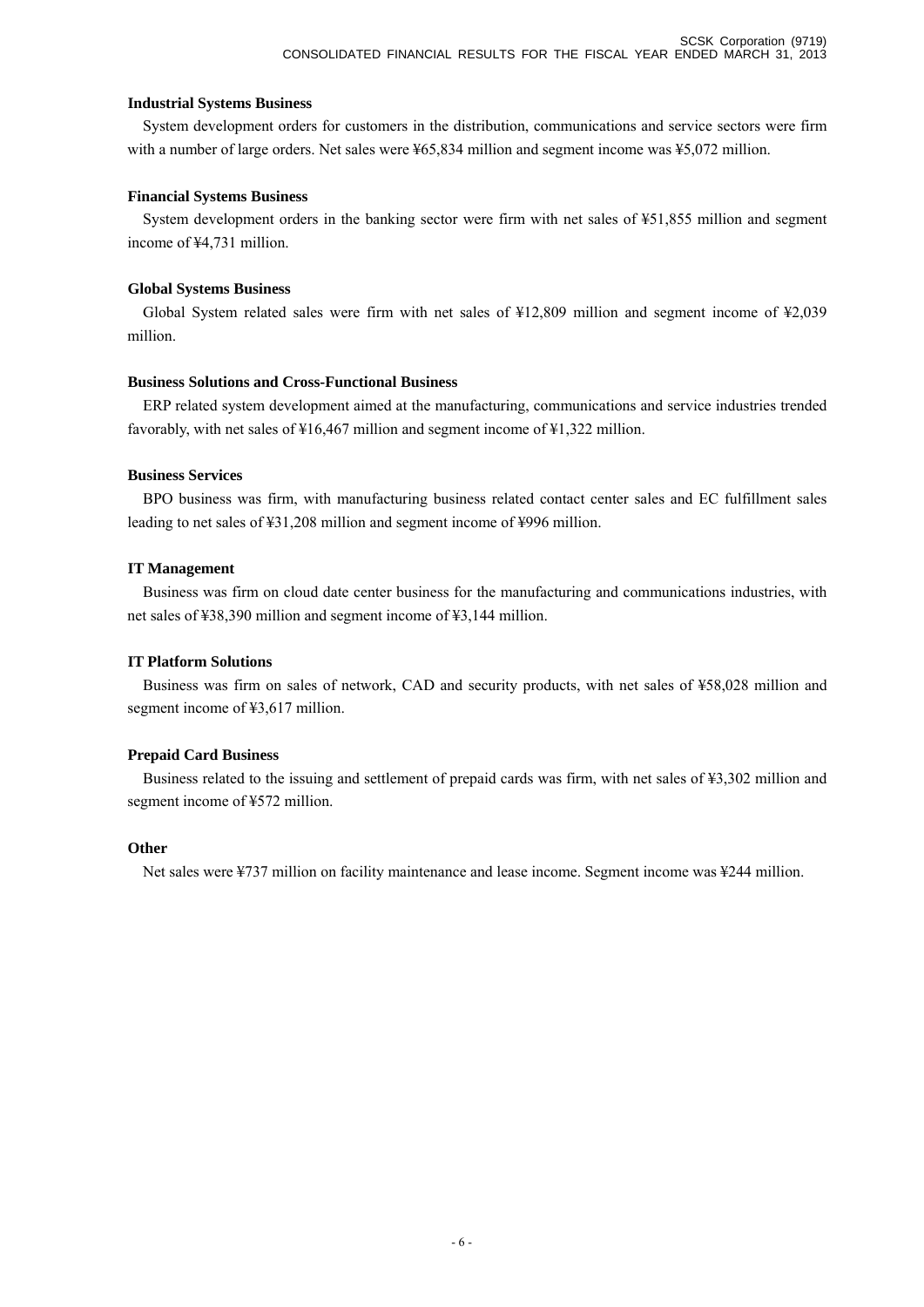**Industrial Systems Business**

System development orders for customers in the distribution, communications and service sectors were firm with a number of large orders. Net sales were ¥65,834 million and segment income was ¥5,072 million.

**Financial Systems Business**

System development orders in the banking sector were firm with net sales of ¥51,855 million and segment income of ¥4,731 million.

**Global Systems Business**

Global System related sales were firm with net sales of ¥12,809 million and segment income of ¥2,039 million.

**Business Solutions and Cross-Functional Business**

ERP related system development aimed at the manufacturing, communications and service industries trended favorably, with net sales of ¥16,467 million and segment income of ¥1,322 million.

**Business Services**

BPO business was firm, with manufacturing business related contact center sales and EC fulfillment sales leading to net sales of ¥31,208 million and segment income of ¥996 million.

**IT Management**

Business was firm on cloud date center business for the manufacturing and communications industries, with net sales of ¥38,390 million and segment income of ¥3,144 million.

**IT Platform Solutions**

Business was firm on sales of network, CAD and security products, with net sales of ¥58,028 million and segment income of ¥3,617 million.

**Prepaid Card Business**

Business related to the issuing and settlement of prepaid cards was firm, with net sales of ¥3,302 million and segment income of ¥572 million.

**Other**

Net sales were ¥737 million on facility maintenance and lease income. Segment income was ¥244 million.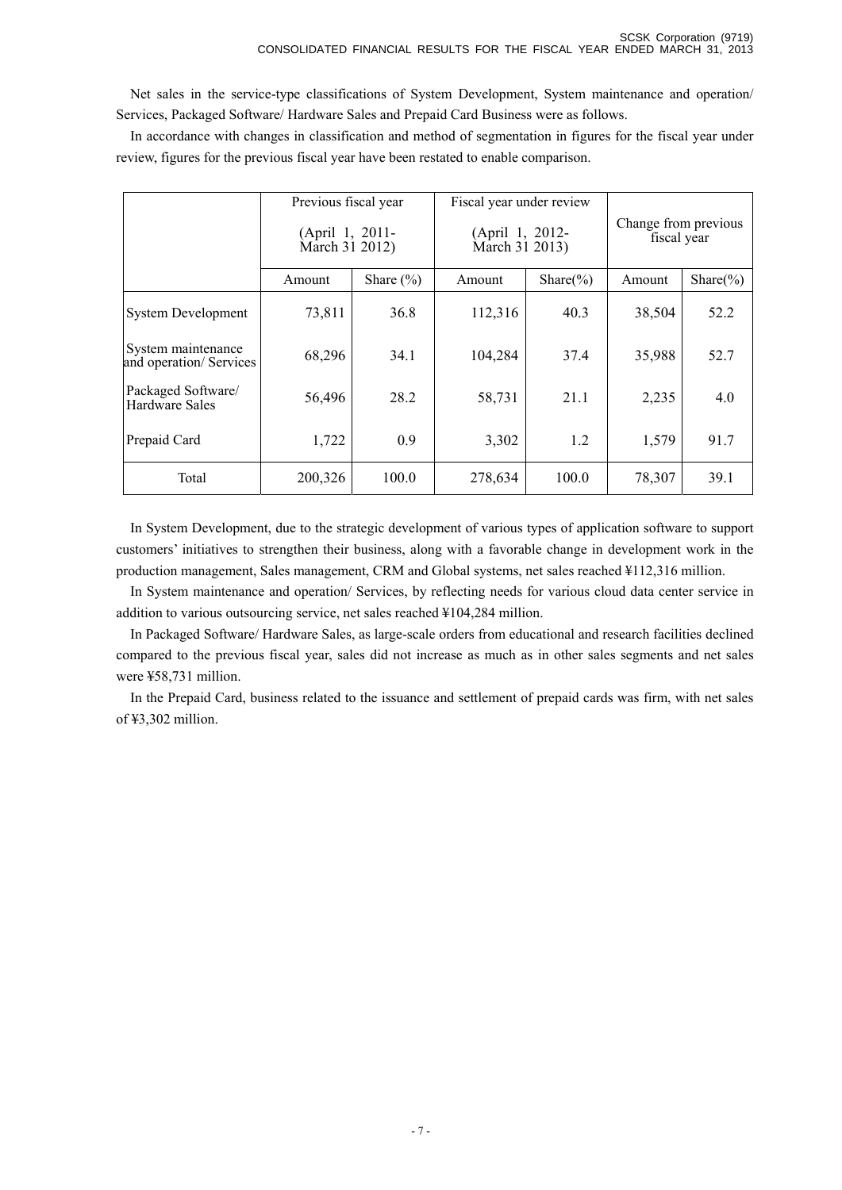Net sales in the service-type classifications of System Development, System maintenance and operation/ Services, Packaged Software/ Hardware Sales and Prepaid Card Business were as follows.

In accordance with changes in classification and method of segmentation in figures for the fiscal year under review, figures for the previous fiscal year have been restated to enable comparison.

| | Previous fiscal year (April 1, 2011- March 31 2012) | | Fiscal year under review (April 1, 2012- March 31 2013) | | Change from previous fiscal year | |
|---|---|---|---|---|---|---|
| | Amount | Share (%) | Amount | Share(%) | Amount | Share(%) |
| System Development | 73,811 | 36.8 | 112,316 | 40.3 | 38,504 | 52.2 |
| System maintenance and operation/ Services | 68,296 | 34.1 | 104,284 | 37.4 | 35,988 | 52.7 |
| Packaged Software/ Hardware Sales | 56,496 | 28.2 | 58,731 | 21.1 | 2,235 | 4.0 |
| Prepaid Card | 1,722 | 0.9 | 3,302 | 1.2 | 1,579 | 91.7 |
| Total | 200,326 | 100.0 | 278,634 | 100.0 | 78,307 | 39.1 |

In System Development, due to the strategic development of various types of application software to support customers' initiatives to strengthen their business, along with a favorable change in development work in the production management, Sales management, CRM and Global systems, net sales reached ¥112,316 million.

In System maintenance and operation/ Services, by reflecting needs for various cloud data center service in addition to various outsourcing service, net sales reached ¥104,284 million.

In Packaged Software/ Hardware Sales, as large-scale orders from educational and research facilities declined compared to the previous fiscal year, sales did not increase as much as in other sales segments and net sales were ¥58,731 million.

In the Prepaid Card, business related to the issuance and settlement of prepaid cards was firm, with net sales of ¥3,302 million.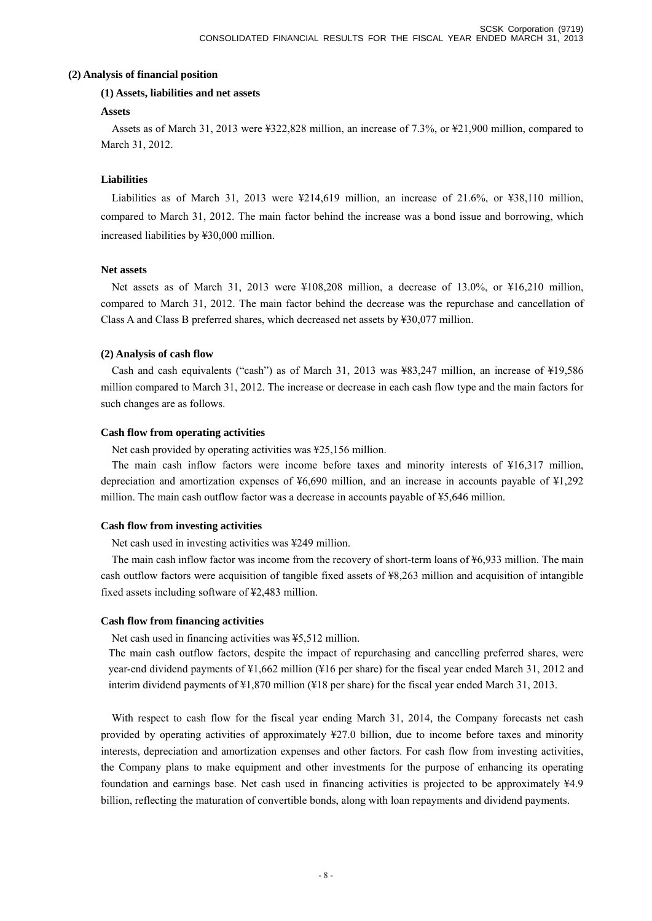## (2) Analysis of financial position

### (1) Assets, liabilities and net assets

**Assets**

Assets as of March 31, 2013 were ¥322,828 million, an increase of 7.3%, or ¥21,900 million, compared to March 31, 2012.

**Liabilities**

Liabilities as of March 31, 2013 were ¥214,619 million, an increase of 21.6%, or ¥38,110 million, compared to March 31, 2012. The main factor behind the increase was a bond issue and borrowing, which increased liabilities by ¥30,000 million.

**Net assets**

Net assets as of March 31, 2013 were ¥108,208 million, a decrease of 13.0%, or ¥16,210 million, compared to March 31, 2012. The main factor behind the decrease was the repurchase and cancellation of Class A and Class B preferred shares, which decreased net assets by ¥30,077 million.

### (2) Analysis of cash flow

Cash and cash equivalents ("cash") as of March 31, 2013 was ¥83,247 million, an increase of ¥19,586 million compared to March 31, 2012. The increase or decrease in each cash flow type and the main factors for such changes are as follows.

**Cash flow from operating activities**

Net cash provided by operating activities was ¥25,156 million.

The main cash inflow factors were income before taxes and minority interests of ¥16,317 million, depreciation and amortization expenses of ¥6,690 million, and an increase in accounts payable of ¥1,292 million. The main cash outflow factor was a decrease in accounts payable of ¥5,646 million.

**Cash flow from investing activities**

Net cash used in investing activities was ¥249 million.

The main cash inflow factor was income from the recovery of short-term loans of ¥6,933 million. The main cash outflow factors were acquisition of tangible fixed assets of ¥8,263 million and acquisition of intangible fixed assets including software of ¥2,483 million.

**Cash flow from financing activities**

Net cash used in financing activities was ¥5,512 million.

The main cash outflow factors, despite the impact of repurchasing and cancelling preferred shares, were year-end dividend payments of ¥1,662 million (¥16 per share) for the fiscal year ended March 31, 2012 and interim dividend payments of ¥1,870 million (¥18 per share) for the fiscal year ended March 31, 2013.

With respect to cash flow for the fiscal year ending March 31, 2014, the Company forecasts net cash provided by operating activities of approximately ¥27.0 billion, due to income before taxes and minority interests, depreciation and amortization expenses and other factors. For cash flow from investing activities, the Company plans to make equipment and other investments for the purpose of enhancing its operating foundation and earnings base. Net cash used in financing activities is projected to be approximately ¥4.9 billion, reflecting the maturation of convertible bonds, along with loan repayments and dividend payments.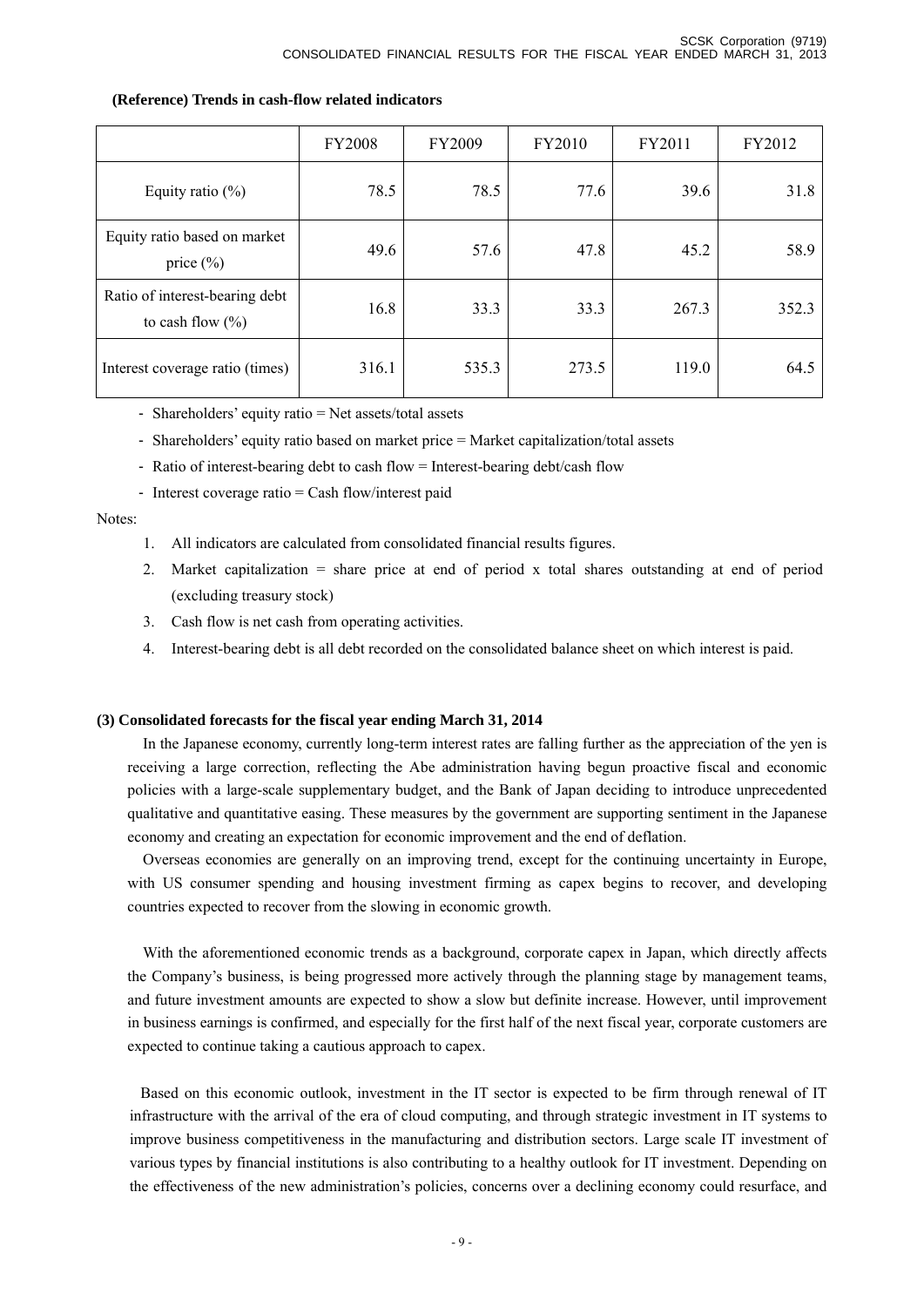**(Reference) Trends in cash-flow related indicators**

| | FY2008 | FY2009 | FY2010 | FY2011 | FY2012 |
|---|---|---|---|---|---|
| Equity ratio (%) | 78.5 | 78.5 | 77.6 | 39.6 | 31.8 |
| Equity ratio based on market price (%) | 49.6 | 57.6 | 47.8 | 45.2 | 58.9 |
| Ratio of interest-bearing debt to cash flow (%) | 16.8 | 33.3 | 33.3 | 267.3 | 352.3 |
| Interest coverage ratio (times) | 316.1 | 535.3 | 273.5 | 119.0 | 64.5 |

- Shareholders' equity ratio = Net assets/total assets
- Shareholders' equity ratio based on market price = Market capitalization/total assets
- Ratio of interest-bearing debt to cash flow = Interest-bearing debt/cash flow
- Interest coverage ratio = Cash flow/interest paid

Notes:

1. All indicators are calculated from consolidated financial results figures.
2. Market capitalization = share price at end of period x total shares outstanding at end of period (excluding treasury stock)
3. Cash flow is net cash from operating activities.
4. Interest-bearing debt is all debt recorded on the consolidated balance sheet on which interest is paid.

**(3) Consolidated forecasts for the fiscal year ending March 31, 2014**

In the Japanese economy, currently long-term interest rates are falling further as the appreciation of the yen is receiving a large correction, reflecting the Abe administration having begun proactive fiscal and economic policies with a large-scale supplementary budget, and the Bank of Japan deciding to introduce unprecedented qualitative and quantitative easing. These measures by the government are supporting sentiment in the Japanese economy and creating an expectation for economic improvement and the end of deflation.

Overseas economies are generally on an improving trend, except for the continuing uncertainty in Europe, with US consumer spending and housing investment firming as capex begins to recover, and developing countries expected to recover from the slowing in economic growth.

With the aforementioned economic trends as a background, corporate capex in Japan, which directly affects the Company's business, is being progressed more actively through the planning stage by management teams, and future investment amounts are expected to show a slow but definite increase. However, until improvement in business earnings is confirmed, and especially for the first half of the next fiscal year, corporate customers are expected to continue taking a cautious approach to capex.

Based on this economic outlook, investment in the IT sector is expected to be firm through renewal of IT infrastructure with the arrival of the era of cloud computing, and through strategic investment in IT systems to improve business competitiveness in the manufacturing and distribution sectors. Large scale IT investment of various types by financial institutions is also contributing to a healthy outlook for IT investment. Depending on the effectiveness of the new administration's policies, concerns over a declining economy could resurface, and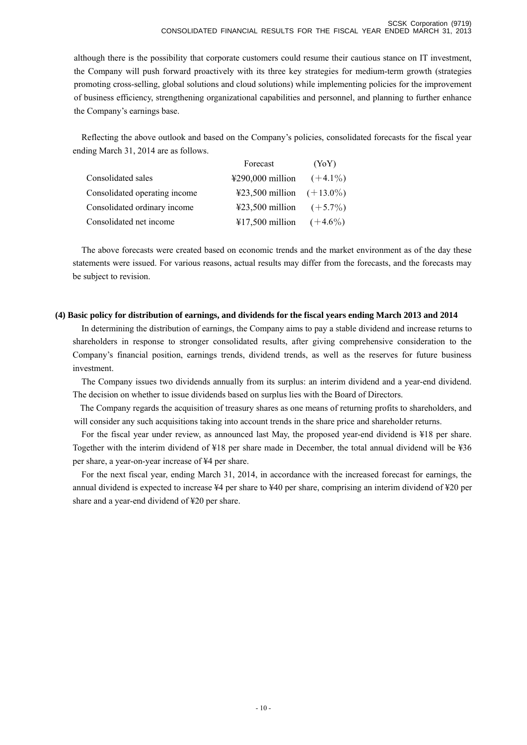although there is the possibility that corporate customers could resume their cautious stance on IT investment, the Company will push forward proactively with its three key strategies for medium-term growth (strategies promoting cross-selling, global solutions and cloud solutions) while implementing policies for the improvement of business efficiency, strengthening organizational capabilities and personnel, and planning to further enhance the Company's earnings base.

Reflecting the above outlook and based on the Company's policies, consolidated forecasts for the fiscal year ending March 31, 2014 are as follows.

| | Forecast | (YoY) |
|---|---|---|
| Consolidated sales | ¥290,000 million | (+4.1%) |
| Consolidated operating income | ¥23,500 million | (+13.0%) |
| Consolidated ordinary income | ¥23,500 million | (+5.7%) |
| Consolidated net income | ¥17,500 million | (+4.6%) |

The above forecasts were created based on economic trends and the market environment as of the day these statements were issued. For various reasons, actual results may differ from the forecasts, and the forecasts may be subject to revision.

**(4) Basic policy for distribution of earnings, and dividends for the fiscal years ending March 2013 and 2014**

In determining the distribution of earnings, the Company aims to pay a stable dividend and increase returns to shareholders in response to stronger consolidated results, after giving comprehensive consideration to the Company's financial position, earnings trends, dividend trends, as well as the reserves for future business investment.

The Company issues two dividends annually from its surplus: an interim dividend and a year-end dividend. The decision on whether to issue dividends based on surplus lies with the Board of Directors.

The Company regards the acquisition of treasury shares as one means of returning profits to shareholders, and will consider any such acquisitions taking into account trends in the share price and shareholder returns.

For the fiscal year under review, as announced last May, the proposed year-end dividend is ¥18 per share. Together with the interim dividend of ¥18 per share made in December, the total annual dividend will be ¥36 per share, a year-on-year increase of ¥4 per share.

For the next fiscal year, ending March 31, 2014, in accordance with the increased forecast for earnings, the annual dividend is expected to increase ¥4 per share to ¥40 per share, comprising an interim dividend of ¥20 per share and a year-end dividend of ¥20 per share.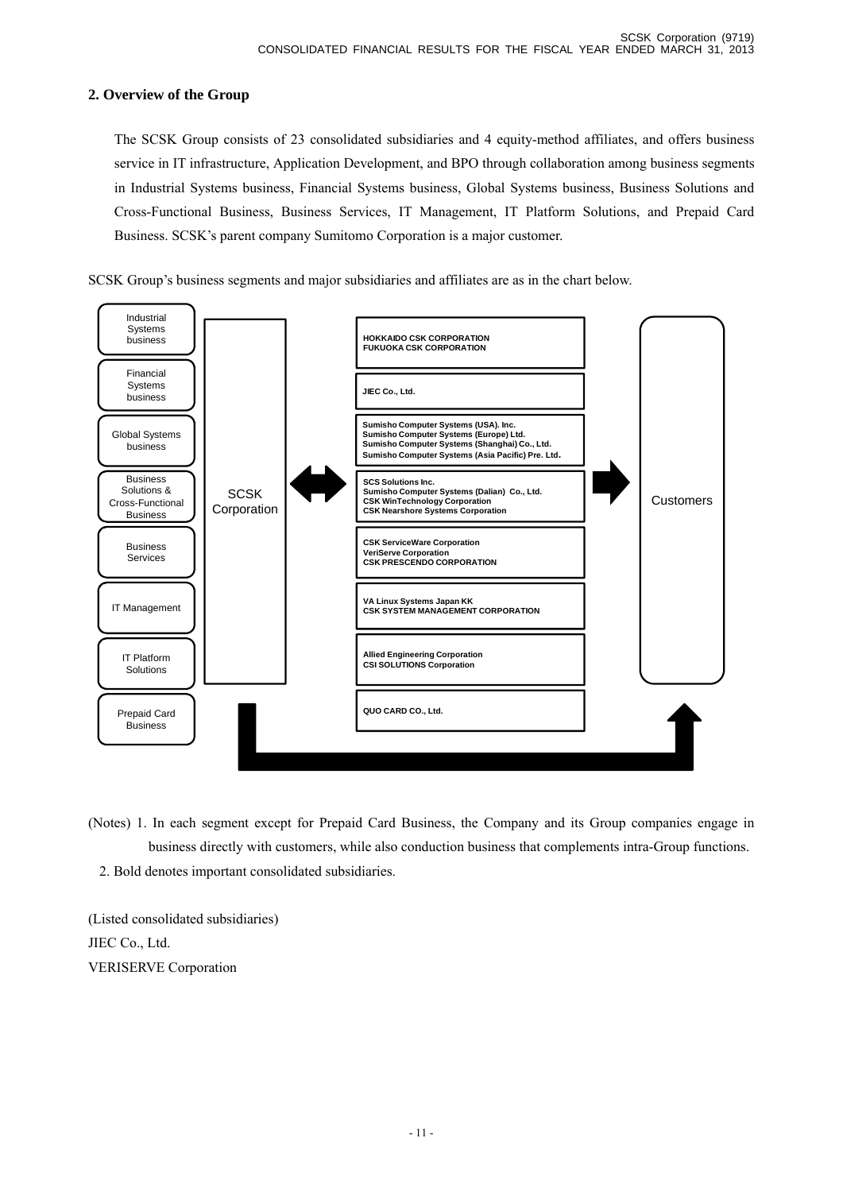## 2. Overview of the Group

The SCSK Group consists of 23 consolidated subsidiaries and 4 equity-method affiliates, and offers business service in IT infrastructure, Application Development, and BPO through collaboration among business segments in Industrial Systems business, Financial Systems business, Global Systems business, Business Solutions and Cross-Functional Business, Business Services, IT Management, IT Platform Solutions, and Prepaid Card Business. SCSK's parent company Sumitomo Corporation is a major customer.

SCSK Group's business segments and major subsidiaries and affiliates are as in the chart below.

| Business segment | | Major subsidiaries and affiliates | |
|---|---|---|---|
| Industrial Systems business | SCSK Corporation | **HOKKAIDO CSK CORPORATION**<br>**FUKUOKA CSK CORPORATION** | Customers |
| Financial Systems business | SCSK Corporation | **JIEC Co., Ltd.** | Customers |
| Global Systems business | SCSK Corporation | **Sumisho Computer Systems (USA). Inc.**<br>**Sumisho Computer Systems (Europe) Ltd.**<br>**Sumisho Computer Systems (Shanghai) Co., Ltd.**<br>**Sumisho Computer Systems (Asia Pacific) Pre. Ltd.** | Customers |
| Business Solutions & Cross-Functional Business | SCSK Corporation | **SCS Solutions Inc.**<br>**Sumisho Computer Systems (Dalian) Co., Ltd.**<br>**CSK WinTechnology Corporation**<br>**CSK Nearshore Systems Corporation** | Customers |
| Business Services | SCSK Corporation | **CSK ServiceWare Corporation**<br>**VeriServe Corporation**<br>**CSK PRESCENDO CORPORATION** | Customers |
| IT Management | SCSK Corporation | **VA Linux Systems Japan KK**<br>**CSK SYSTEM MANAGEMENT CORPORATION** | Customers |
| IT Platform Solutions | SCSK Corporation | **Allied Engineering Corporation**<br>**CSI SOLUTIONS Corporation** | Customers |
| Prepaid Card Business | | **QUO CARD CO., Ltd.** | Customers |

(Notes) 1. In each segment except for Prepaid Card Business, the Company and its Group companies engage in business directly with customers, while also conduction business that complements intra-Group functions.

2. Bold denotes important consolidated subsidiaries.

(Listed consolidated subsidiaries)

JIEC Co., Ltd.

VERISERVE Corporation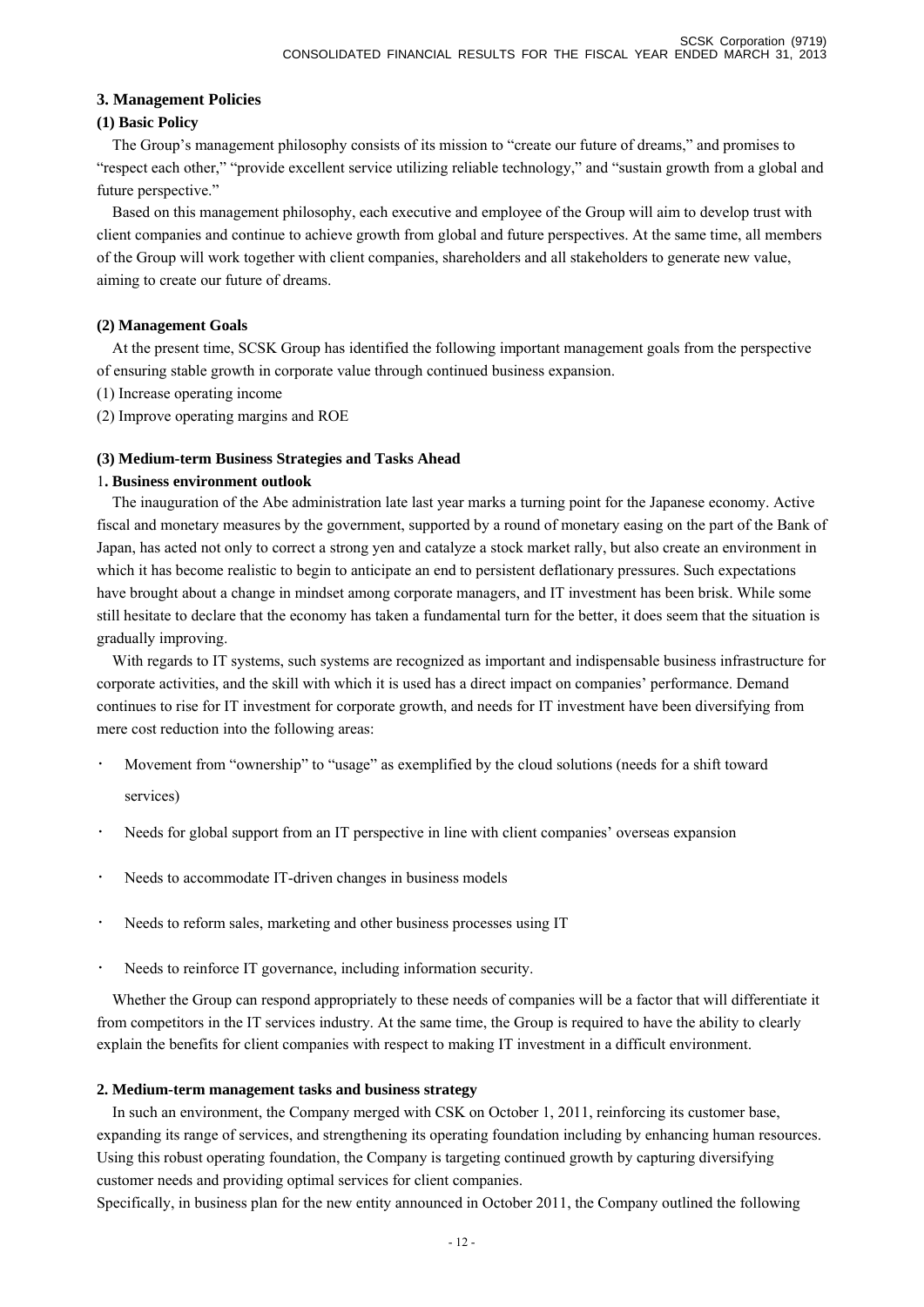## 3. Management Policies

### (1) Basic Policy

The Group's management philosophy consists of its mission to "create our future of dreams," and promises to "respect each other," "provide excellent service utilizing reliable technology," and "sustain growth from a global and future perspective."

Based on this management philosophy, each executive and employee of the Group will aim to develop trust with client companies and continue to achieve growth from global and future perspectives. At the same time, all members of the Group will work together with client companies, shareholders and all stakeholders to generate new value, aiming to create our future of dreams.

### (2) Management Goals

At the present time, SCSK Group has identified the following important management goals from the perspective of ensuring stable growth in corporate value through continued business expansion.

(1) Increase operating income

(2) Improve operating margins and ROE

### (3) Medium-term Business Strategies and Tasks Ahead

#### 1. Business environment outlook

The inauguration of the Abe administration late last year marks a turning point for the Japanese economy. Active fiscal and monetary measures by the government, supported by a round of monetary easing on the part of the Bank of Japan, has acted not only to correct a strong yen and catalyze a stock market rally, but also create an environment in which it has become realistic to begin to anticipate an end to persistent deflationary pressures. Such expectations have brought about a change in mindset among corporate managers, and IT investment has been brisk. While some still hesitate to declare that the economy has taken a fundamental turn for the better, it does seem that the situation is gradually improving.

With regards to IT systems, such systems are recognized as important and indispensable business infrastructure for corporate activities, and the skill with which it is used has a direct impact on companies' performance. Demand continues to rise for IT investment for corporate growth, and needs for IT investment have been diversifying from mere cost reduction into the following areas:

- Movement from "ownership" to "usage" as exemplified by the cloud solutions (needs for a shift toward services)
- Needs for global support from an IT perspective in line with client companies' overseas expansion
- Needs to accommodate IT-driven changes in business models
- Needs to reform sales, marketing and other business processes using IT
- Needs to reinforce IT governance, including information security.

Whether the Group can respond appropriately to these needs of companies will be a factor that will differentiate it from competitors in the IT services industry. At the same time, the Group is required to have the ability to clearly explain the benefits for client companies with respect to making IT investment in a difficult environment.

#### 2. Medium-term management tasks and business strategy

In such an environment, the Company merged with CSK on October 1, 2011, reinforcing its customer base, expanding its range of services, and strengthening its operating foundation including by enhancing human resources. Using this robust operating foundation, the Company is targeting continued growth by capturing diversifying customer needs and providing optimal services for client companies.

Specifically, in business plan for the new entity announced in October 2011, the Company outlined the following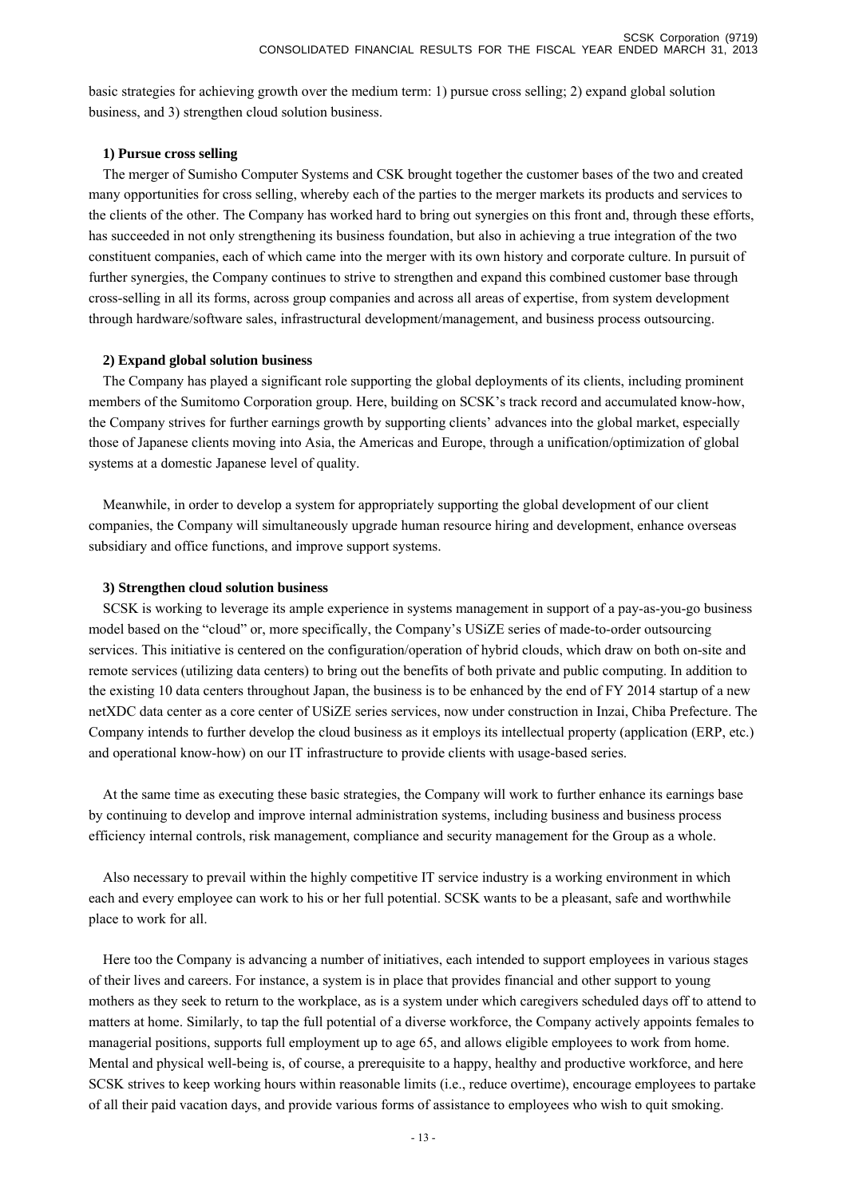basic strategies for achieving growth over the medium term: 1) pursue cross selling; 2) expand global solution business, and 3) strengthen cloud solution business.

**1) Pursue cross selling**

The merger of Sumisho Computer Systems and CSK brought together the customer bases of the two and created many opportunities for cross selling, whereby each of the parties to the merger markets its products and services to the clients of the other. The Company has worked hard to bring out synergies on this front and, through these efforts, has succeeded in not only strengthening its business foundation, but also in achieving a true integration of the two constituent companies, each of which came into the merger with its own history and corporate culture. In pursuit of further synergies, the Company continues to strive to strengthen and expand this combined customer base through cross-selling in all its forms, across group companies and across all areas of expertise, from system development through hardware/software sales, infrastructural development/management, and business process outsourcing.

**2) Expand global solution business**

The Company has played a significant role supporting the global deployments of its clients, including prominent members of the Sumitomo Corporation group. Here, building on SCSK's track record and accumulated know-how, the Company strives for further earnings growth by supporting clients' advances into the global market, especially those of Japanese clients moving into Asia, the Americas and Europe, through a unification/optimization of global systems at a domestic Japanese level of quality.

Meanwhile, in order to develop a system for appropriately supporting the global development of our client companies, the Company will simultaneously upgrade human resource hiring and development, enhance overseas subsidiary and office functions, and improve support systems.

**3) Strengthen cloud solution business**

SCSK is working to leverage its ample experience in systems management in support of a pay-as-you-go business model based on the "cloud" or, more specifically, the Company's USiZE series of made-to-order outsourcing services. This initiative is centered on the configuration/operation of hybrid clouds, which draw on both on-site and remote services (utilizing data centers) to bring out the benefits of both private and public computing. In addition to the existing 10 data centers throughout Japan, the business is to be enhanced by the end of FY 2014 startup of a new netXDC data center as a core center of USiZE series services, now under construction in Inzai, Chiba Prefecture. The Company intends to further develop the cloud business as it employs its intellectual property (application (ERP, etc.) and operational know-how) on our IT infrastructure to provide clients with usage-based series.

At the same time as executing these basic strategies, the Company will work to further enhance its earnings base by continuing to develop and improve internal administration systems, including business and business process efficiency internal controls, risk management, compliance and security management for the Group as a whole.

Also necessary to prevail within the highly competitive IT service industry is a working environment in which each and every employee can work to his or her full potential. SCSK wants to be a pleasant, safe and worthwhile place to work for all.

Here too the Company is advancing a number of initiatives, each intended to support employees in various stages of their lives and careers. For instance, a system is in place that provides financial and other support to young mothers as they seek to return to the workplace, as is a system under which caregivers scheduled days off to attend to matters at home. Similarly, to tap the full potential of a diverse workforce, the Company actively appoints females to managerial positions, supports full employment up to age 65, and allows eligible employees to work from home. Mental and physical well-being is, of course, a prerequisite to a happy, healthy and productive workforce, and here SCSK strives to keep working hours within reasonable limits (i.e., reduce overtime), encourage employees to partake of all their paid vacation days, and provide various forms of assistance to employees who wish to quit smoking.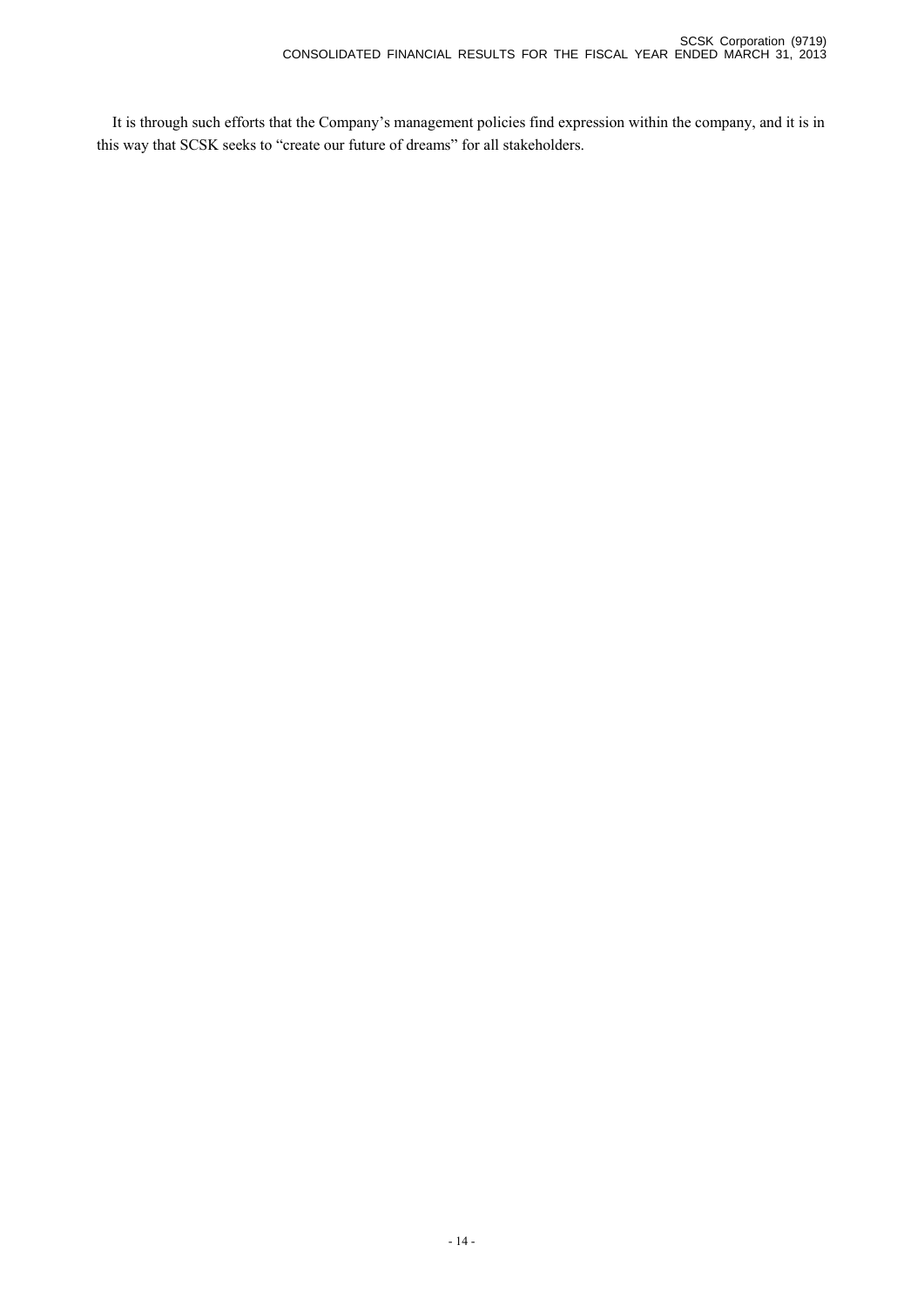It is through such efforts that the Company's management policies find expression within the company, and it is in this way that SCSK seeks to "create our future of dreams" for all stakeholders.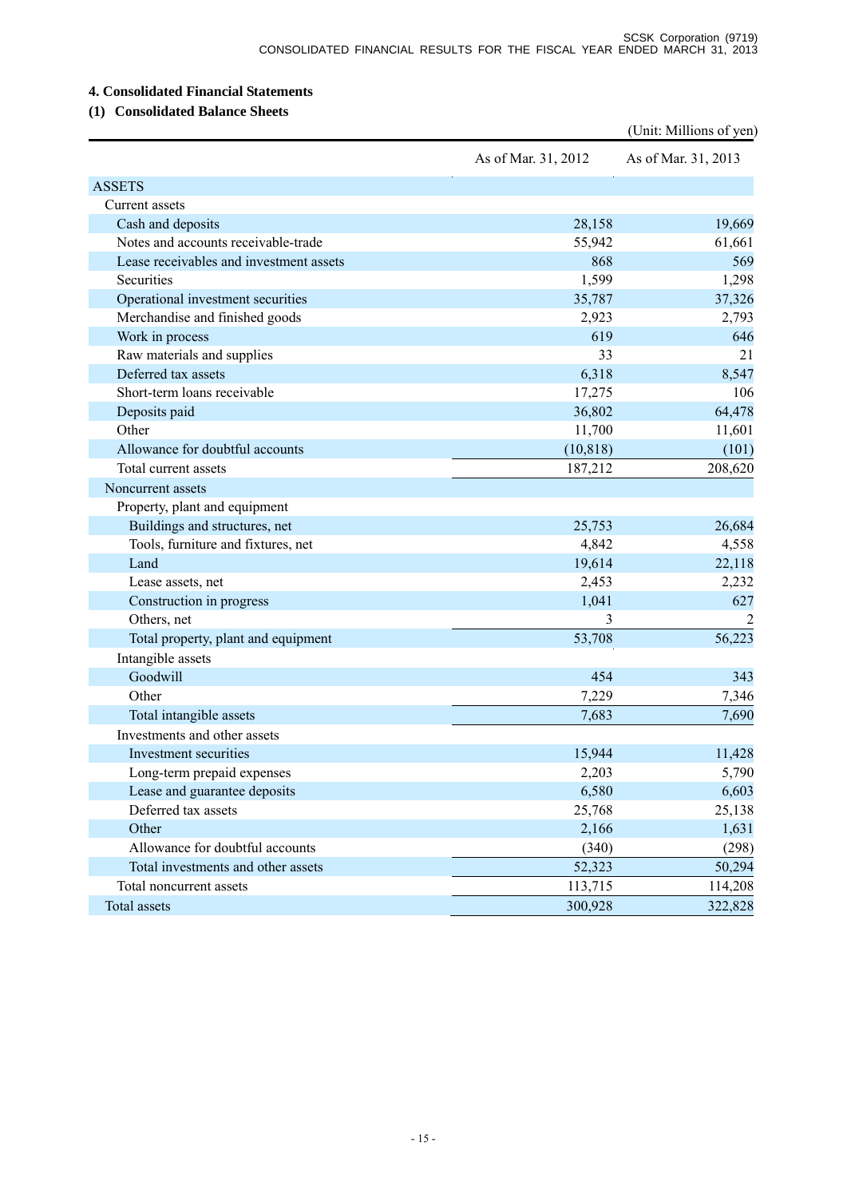## 4. Consolidated Financial Statements

### (1) Consolidated Balance Sheets

(Unit: Millions of yen)

| | As of Mar. 31, 2012 | As of Mar. 31, 2013 |
|---|---|---|
| ASSETS | | |
| Current assets | | |
| Cash and deposits | 28,158 | 19,669 |
| Notes and accounts receivable-trade | 55,942 | 61,661 |
| Lease receivables and investment assets | 868 | 569 |
| Securities | 1,599 | 1,298 |
| Operational investment securities | 35,787 | 37,326 |
| Merchandise and finished goods | 2,923 | 2,793 |
| Work in process | 619 | 646 |
| Raw materials and supplies | 33 | 21 |
| Deferred tax assets | 6,318 | 8,547 |
| Short-term loans receivable | 17,275 | 106 |
| Deposits paid | 36,802 | 64,478 |
| Other | 11,700 | 11,601 |
| Allowance for doubtful accounts | (10,818) | (101) |
| Total current assets | 187,212 | 208,620 |
| Noncurrent assets | | |
| Property, plant and equipment | | |
| Buildings and structures, net | 25,753 | 26,684 |
| Tools, furniture and fixtures, net | 4,842 | 4,558 |
| Land | 19,614 | 22,118 |
| Lease assets, net | 2,453 | 2,232 |
| Construction in progress | 1,041 | 627 |
| Others, net | 3 | 2 |
| Total property, plant and equipment | 53,708 | 56,223 |
| Intangible assets | | |
| Goodwill | 454 | 343 |
| Other | 7,229 | 7,346 |
| Total intangible assets | 7,683 | 7,690 |
| Investments and other assets | | |
| Investment securities | 15,944 | 11,428 |
| Long-term prepaid expenses | 2,203 | 5,790 |
| Lease and guarantee deposits | 6,580 | 6,603 |
| Deferred tax assets | 25,768 | 25,138 |
| Other | 2,166 | 1,631 |
| Allowance for doubtful accounts | (340) | (298) |
| Total investments and other assets | 52,323 | 50,294 |
| Total noncurrent assets | 113,715 | 114,208 |
| Total assets | 300,928 | 322,828 |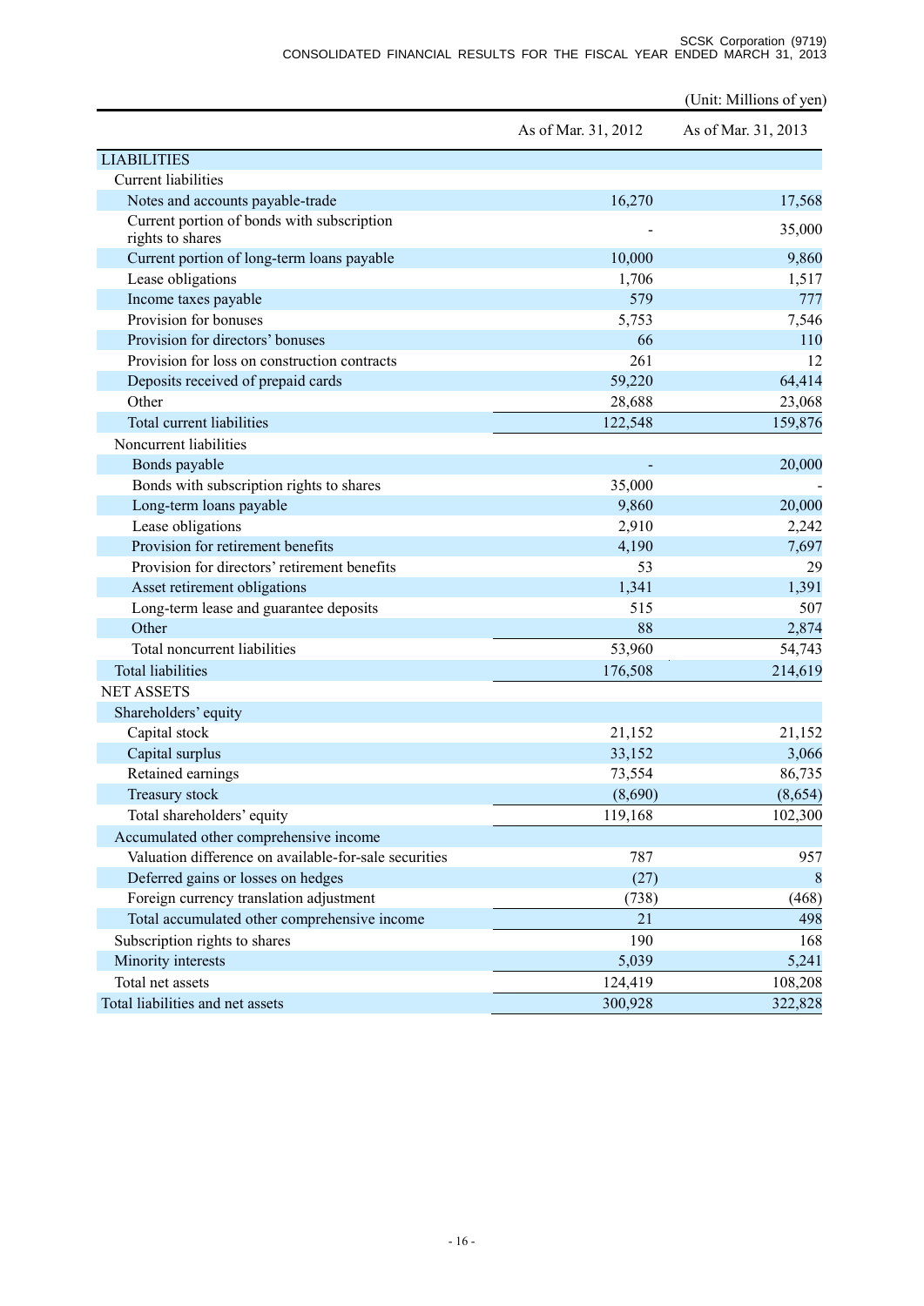(Unit: Millions of yen)

| | As of Mar. 31, 2012 | As of Mar. 31, 2013 |
|---|---|---|
| LIABILITIES | | |
| Current liabilities | | |
| Notes and accounts payable-trade | 16,270 | 17,568 |
| Current portion of bonds with subscription rights to shares | - | 35,000 |
| Current portion of long-term loans payable | 10,000 | 9,860 |
| Lease obligations | 1,706 | 1,517 |
| Income taxes payable | 579 | 777 |
| Provision for bonuses | 5,753 | 7,546 |
| Provision for directors' bonuses | 66 | 110 |
| Provision for loss on construction contracts | 261 | 12 |
| Deposits received of prepaid cards | 59,220 | 64,414 |
| Other | 28,688 | 23,068 |
| Total current liabilities | 122,548 | 159,876 |
| Noncurrent liabilities | | |
| Bonds payable | - | 20,000 |
| Bonds with subscription rights to shares | 35,000 | - |
| Long-term loans payable | 9,860 | 20,000 |
| Lease obligations | 2,910 | 2,242 |
| Provision for retirement benefits | 4,190 | 7,697 |
| Provision for directors' retirement benefits | 53 | 29 |
| Asset retirement obligations | 1,341 | 1,391 |
| Long-term lease and guarantee deposits | 515 | 507 |
| Other | 88 | 2,874 |
| Total noncurrent liabilities | 53,960 | 54,743 |
| Total liabilities | 176,508 | 214,619 |
| NET ASSETS | | |
| Shareholders' equity | | |
| Capital stock | 21,152 | 21,152 |
| Capital surplus | 33,152 | 3,066 |
| Retained earnings | 73,554 | 86,735 |
| Treasury stock | (8,690) | (8,654) |
| Total shareholders' equity | 119,168 | 102,300 |
| Accumulated other comprehensive income | | |
| Valuation difference on available-for-sale securities | 787 | 957 |
| Deferred gains or losses on hedges | (27) | 8 |
| Foreign currency translation adjustment | (738) | (468) |
| Total accumulated other comprehensive income | 21 | 498 |
| Subscription rights to shares | 190 | 168 |
| Minority interests | 5,039 | 5,241 |
| Total net assets | 124,419 | 108,208 |
| Total liabilities and net assets | 300,928 | 322,828 |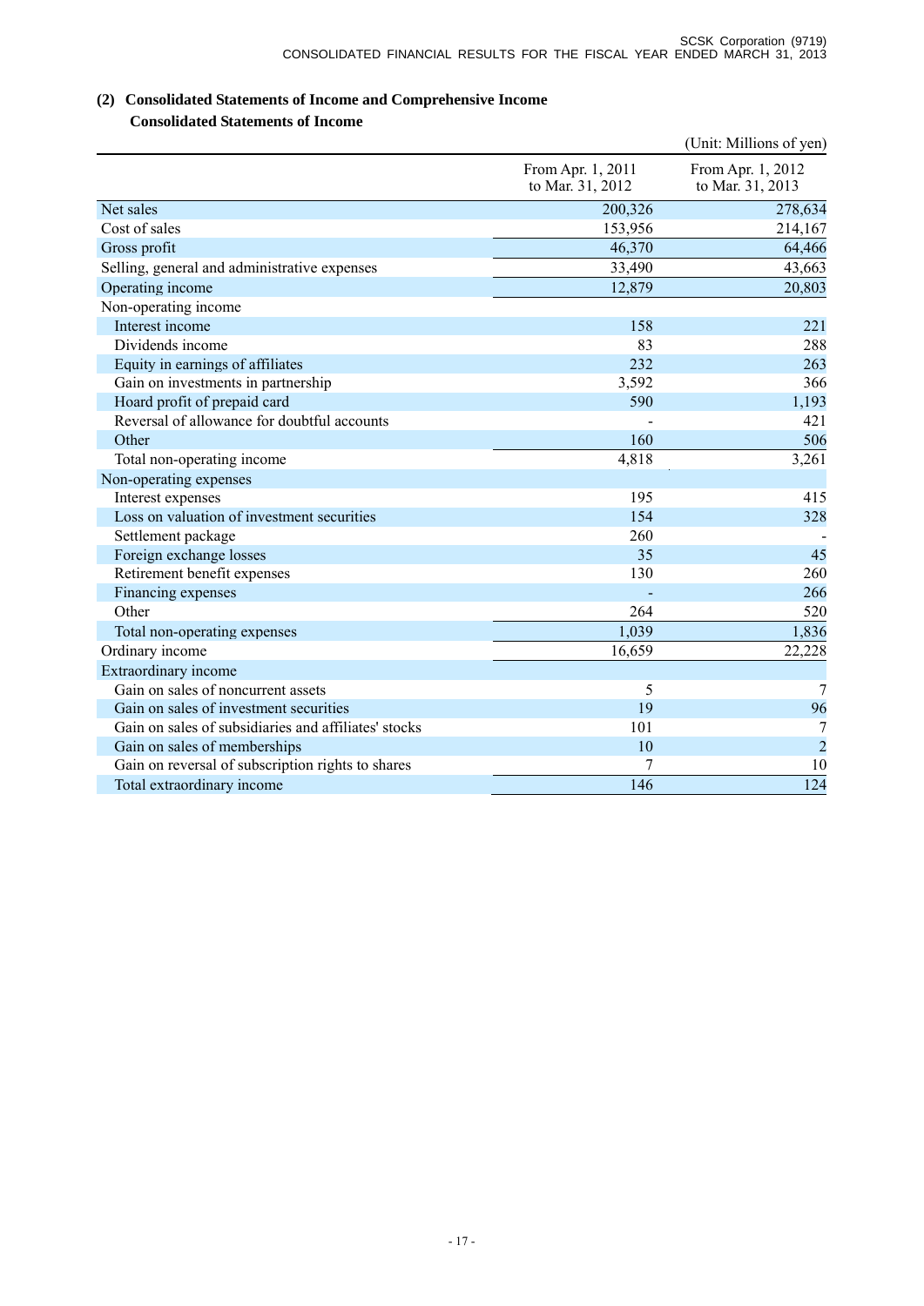## (2) Consolidated Statements of Income and Comprehensive Income

### Consolidated Statements of Income

(Unit: Millions of yen)

| | From Apr. 1, 2011 to Mar. 31, 2012 | From Apr. 1, 2012 to Mar. 31, 2013 |
|---|---|---|
| Net sales | 200,326 | 278,634 |
| Cost of sales | 153,956 | 214,167 |
| Gross profit | 46,370 | 64,466 |
| Selling, general and administrative expenses | 33,490 | 43,663 |
| Operating income | 12,879 | 20,803 |
| Non-operating income | | |
| Interest income | 158 | 221 |
| Dividends income | 83 | 288 |
| Equity in earnings of affiliates | 232 | 263 |
| Gain on investments in partnership | 3,592 | 366 |
| Hoard profit of prepaid card | 590 | 1,193 |
| Reversal of allowance for doubtful accounts | - | 421 |
| Other | 160 | 506 |
| Total non-operating income | 4,818 | 3,261 |
| Non-operating expenses | | |
| Interest expenses | 195 | 415 |
| Loss on valuation of investment securities | 154 | 328 |
| Settlement package | 260 | - |
| Foreign exchange losses | 35 | 45 |
| Retirement benefit expenses | 130 | 260 |
| Financing expenses | - | 266 |
| Other | 264 | 520 |
| Total non-operating expenses | 1,039 | 1,836 |
| Ordinary income | 16,659 | 22,228 |
| Extraordinary income | | |
| Gain on sales of noncurrent assets | 5 | 7 |
| Gain on sales of investment securities | 19 | 96 |
| Gain on sales of subsidiaries and affiliates' stocks | 101 | 7 |
| Gain on sales of memberships | 10 | 2 |
| Gain on reversal of subscription rights to shares | 7 | 10 |
| Total extraordinary income | 146 | 124 |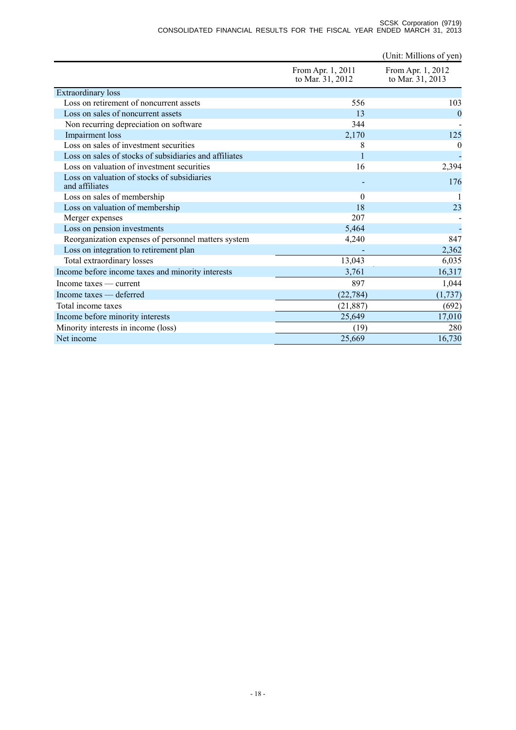(Unit: Millions of yen)

| | From Apr. 1, 2011 to Mar. 31, 2012 | From Apr. 1, 2012 to Mar. 31, 2013 |
|---|---|---|
| Extraordinary loss | | |
| Loss on retirement of noncurrent assets | 556 | 103 |
| Loss on sales of noncurrent assets | 13 | 0 |
| Non recurring depreciation on software | 344 | - |
| Impairment loss | 2,170 | 125 |
| Loss on sales of investment securities | 8 | 0 |
| Loss on sales of stocks of subsidiaries and affiliates | 1 | - |
| Loss on valuation of investment securities | 16 | 2,394 |
| Loss on valuation of stocks of subsidiaries and affiliates | - | 176 |
| Loss on sales of membership | 0 | 1 |
| Loss on valuation of membership | 18 | 23 |
| Merger expenses | 207 | - |
| Loss on pension investments | 5,464 | - |
| Reorganization expenses of personnel matters system | 4,240 | 847 |
| Loss on integration to retirement plan | - | 2,362 |
| Total extraordinary losses | 13,043 | 6,035 |
| Income before income taxes and minority interests | 3,761 | 16,317 |
| Income taxes — current | 897 | 1,044 |
| Income taxes — deferred | (22,784) | (1,737) |
| Total income taxes | (21,887) | (692) |
| Income before minority interests | 25,649 | 17,010 |
| Minority interests in income (loss) | (19) | 280 |
| Net income | 25,669 | 16,730 |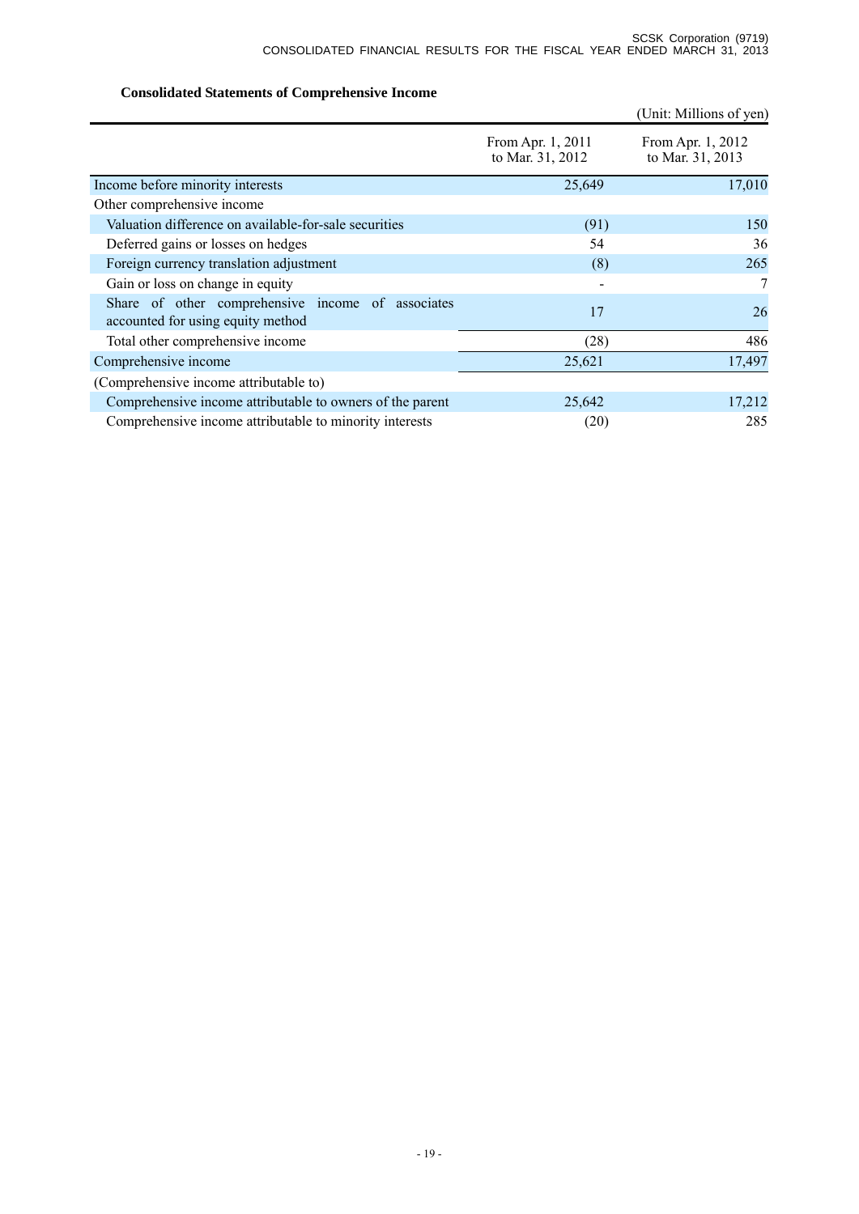**Consolidated Statements of Comprehensive Income**

(Unit: Millions of yen)

| | From Apr. 1, 2011 to Mar. 31, 2012 | From Apr. 1, 2012 to Mar. 31, 2013 |
|---|---|---|
| Income before minority interests | 25,649 | 17,010 |
| Other comprehensive income | | |
| Valuation difference on available-for-sale securities | (91) | 150 |
| Deferred gains or losses on hedges | 54 | 36 |
| Foreign currency translation adjustment | (8) | 265 |
| Gain or loss on change in equity | - | 7 |
| Share of other comprehensive income of associates accounted for using equity method | 17 | 26 |
| Total other comprehensive income | (28) | 486 |
| Comprehensive income | 25,621 | 17,497 |
| (Comprehensive income attributable to) | | |
| Comprehensive income attributable to owners of the parent | 25,642 | 17,212 |
| Comprehensive income attributable to minority interests | (20) | 285 |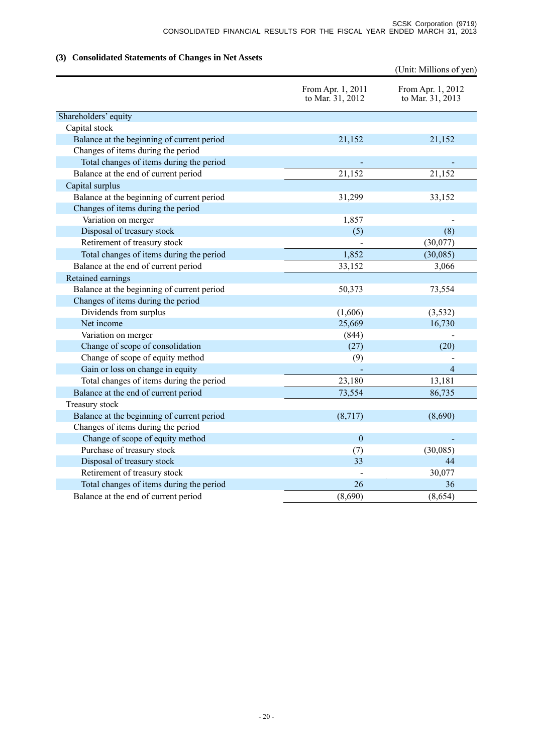### (3) Consolidated Statements of Changes in Net Assets

(Unit: Millions of yen)

| | From Apr. 1, 2011 to Mar. 31, 2012 | From Apr. 1, 2012 to Mar. 31, 2013 |
|---|---|---|
| Shareholders' equity | | |
| Capital stock | | |
| Balance at the beginning of current period | 21,152 | 21,152 |
| Changes of items during the period | | |
| Total changes of items during the period | - | - |
| Balance at the end of current period | 21,152 | 21,152 |
| Capital surplus | | |
| Balance at the beginning of current period | 31,299 | 33,152 |
| Changes of items during the period | | |
| Variation on merger | 1,857 | - |
| Disposal of treasury stock | (5) | (8) |
| Retirement of treasury stock | - | (30,077) |
| Total changes of items during the period | 1,852 | (30,085) |
| Balance at the end of current period | 33,152 | 3,066 |
| Retained earnings | | |
| Balance at the beginning of current period | 50,373 | 73,554 |
| Changes of items during the period | | |
| Dividends from surplus | (1,606) | (3,532) |
| Net income | 25,669 | 16,730 |
| Variation on merger | (844) | - |
| Change of scope of consolidation | (27) | (20) |
| Change of scope of equity method | (9) | - |
| Gain or loss on change in equity | - | 4 |
| Total changes of items during the period | 23,180 | 13,181 |
| Balance at the end of current period | 73,554 | 86,735 |
| Treasury stock | | |
| Balance at the beginning of current period | (8,717) | (8,690) |
| Changes of items during the period | | |
| Change of scope of equity method | 0 | - |
| Purchase of treasury stock | (7) | (30,085) |
| Disposal of treasury stock | 33 | 44 |
| Retirement of treasury stock | - | 30,077 |
| Total changes of items during the period | 26 | 36 |
| Balance at the end of current period | (8,690) | (8,654) |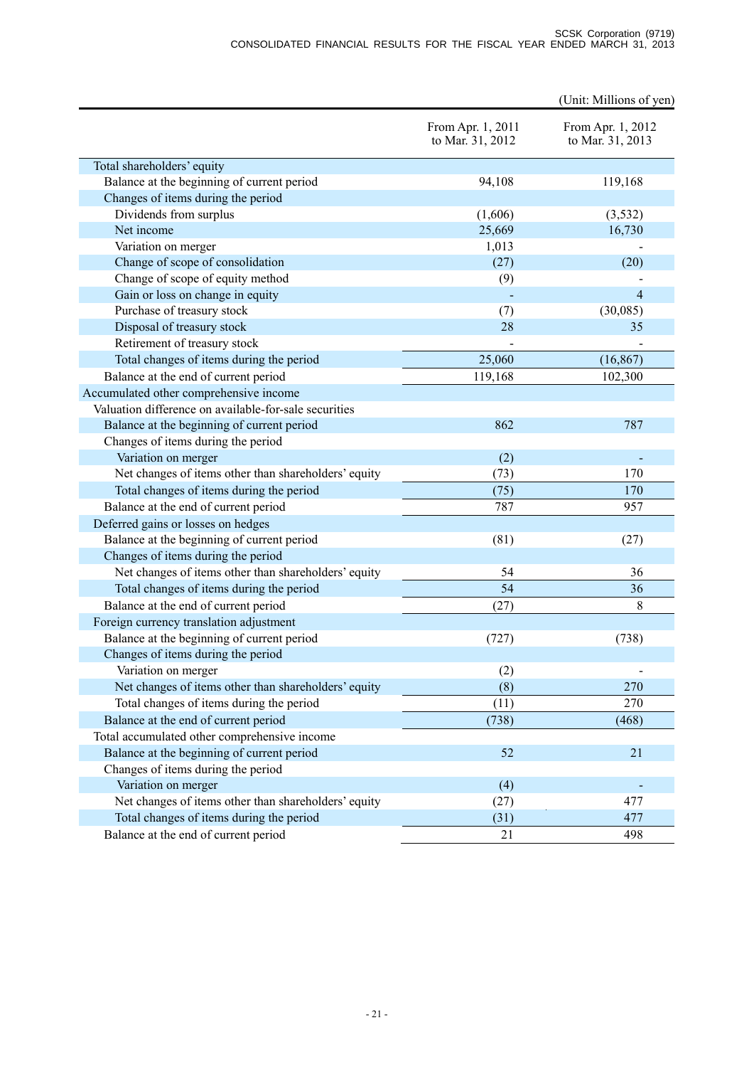(Unit: Millions of yen)

| | From Apr. 1, 2011 to Mar. 31, 2012 | From Apr. 1, 2012 to Mar. 31, 2013 |
|---|---|---|
| Total shareholders' equity | | |
| Balance at the beginning of current period | 94,108 | 119,168 |
| Changes of items during the period | | |
| Dividends from surplus | (1,606) | (3,532) |
| Net income | 25,669 | 16,730 |
| Variation on merger | 1,013 | - |
| Change of scope of consolidation | (27) | (20) |
| Change of scope of equity method | (9) | - |
| Gain or loss on change in equity | - | 4 |
| Purchase of treasury stock | (7) | (30,085) |
| Disposal of treasury stock | 28 | 35 |
| Retirement of treasury stock | - | - |
| Total changes of items during the period | 25,060 | (16,867) |
| Balance at the end of current period | 119,168 | 102,300 |
| Accumulated other comprehensive income | | |
| Valuation difference on available-for-sale securities | | |
| Balance at the beginning of current period | 862 | 787 |
| Changes of items during the period | | |
| Variation on merger | (2) | - |
| Net changes of items other than shareholders' equity | (73) | 170 |
| Total changes of items during the period | (75) | 170 |
| Balance at the end of current period | 787 | 957 |
| Deferred gains or losses on hedges | | |
| Balance at the beginning of current period | (81) | (27) |
| Changes of items during the period | | |
| Net changes of items other than shareholders' equity | 54 | 36 |
| Total changes of items during the period | 54 | 36 |
| Balance at the end of current period | (27) | 8 |
| Foreign currency translation adjustment | | |
| Balance at the beginning of current period | (727) | (738) |
| Changes of items during the period | | |
| Variation on merger | (2) | - |
| Net changes of items other than shareholders' equity | (8) | 270 |
| Total changes of items during the period | (11) | 270 |
| Balance at the end of current period | (738) | (468) |
| Total accumulated other comprehensive income | | |
| Balance at the beginning of current period | 52 | 21 |
| Changes of items during the period | | |
| Variation on merger | (4) | - |
| Net changes of items other than shareholders' equity | (27) | 477 |
| Total changes of items during the period | (31) | 477 |
| Balance at the end of current period | 21 | 498 |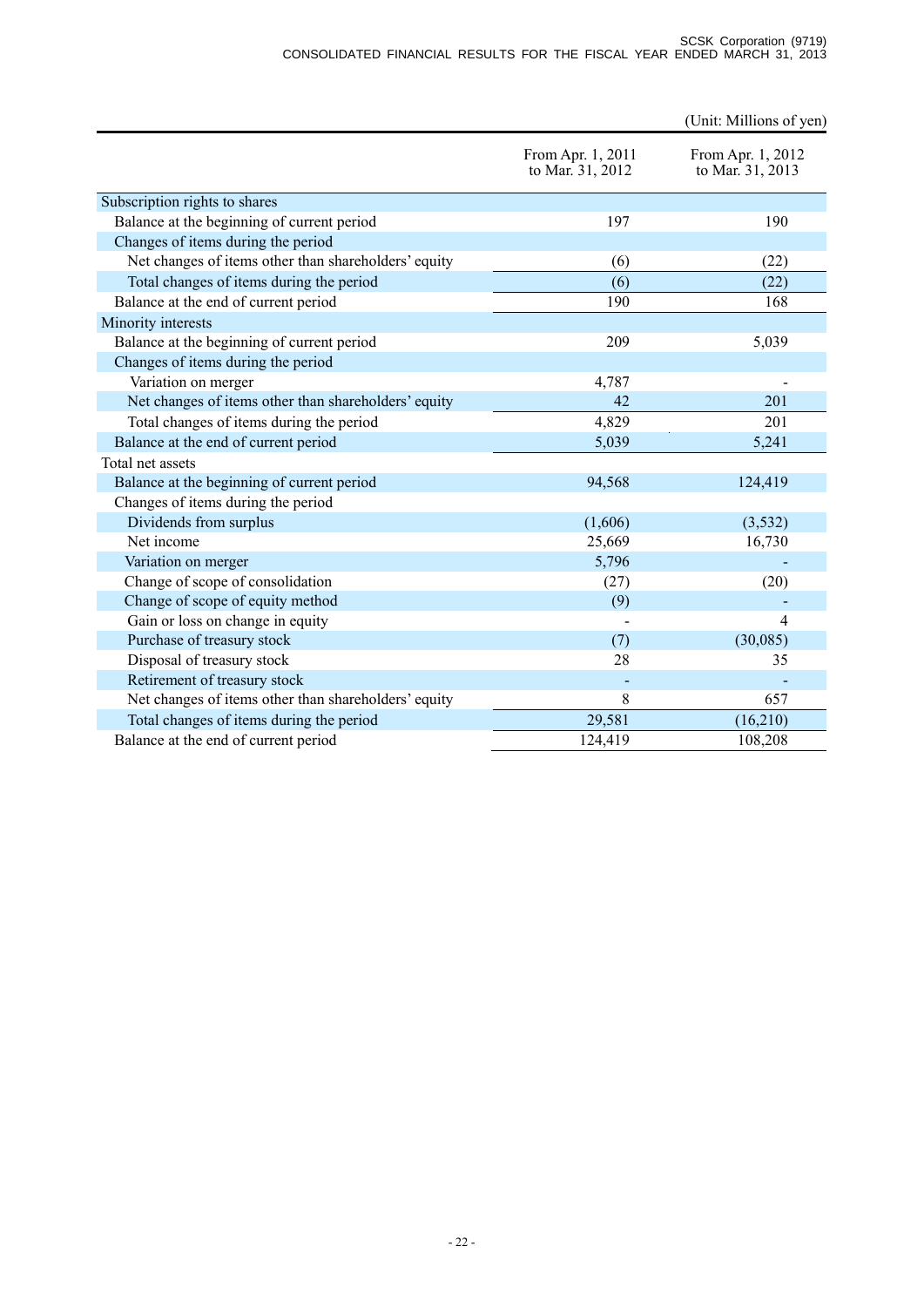(Unit: Millions of yen)

| | From Apr. 1, 2011 to Mar. 31, 2012 | From Apr. 1, 2012 to Mar. 31, 2013 |
|---|---|---|
| Subscription rights to shares | | |
| Balance at the beginning of current period | 197 | 190 |
| Changes of items during the period | | |
| Net changes of items other than shareholders' equity | (6) | (22) |
| Total changes of items during the period | (6) | (22) |
| Balance at the end of current period | 190 | 168 |
| Minority interests | | |
| Balance at the beginning of current period | 209 | 5,039 |
| Changes of items during the period | | |
| Variation on merger | 4,787 | - |
| Net changes of items other than shareholders' equity | 42 | 201 |
| Total changes of items during the period | 4,829 | 201 |
| Balance at the end of current period | 5,039 | 5,241 |
| Total net assets | | |
| Balance at the beginning of current period | 94,568 | 124,419 |
| Changes of items during the period | | |
| Dividends from surplus | (1,606) | (3,532) |
| Net income | 25,669 | 16,730 |
| Variation on merger | 5,796 | - |
| Change of scope of consolidation | (27) | (20) |
| Change of scope of equity method | (9) | - |
| Gain or loss on change in equity | - | 4 |
| Purchase of treasury stock | (7) | (30,085) |
| Disposal of treasury stock | 28 | 35 |
| Retirement of treasury stock | - | - |
| Net changes of items other than shareholders' equity | 8 | 657 |
| Total changes of items during the period | 29,581 | (16,210) |
| Balance at the end of current period | 124,419 | 108,208 |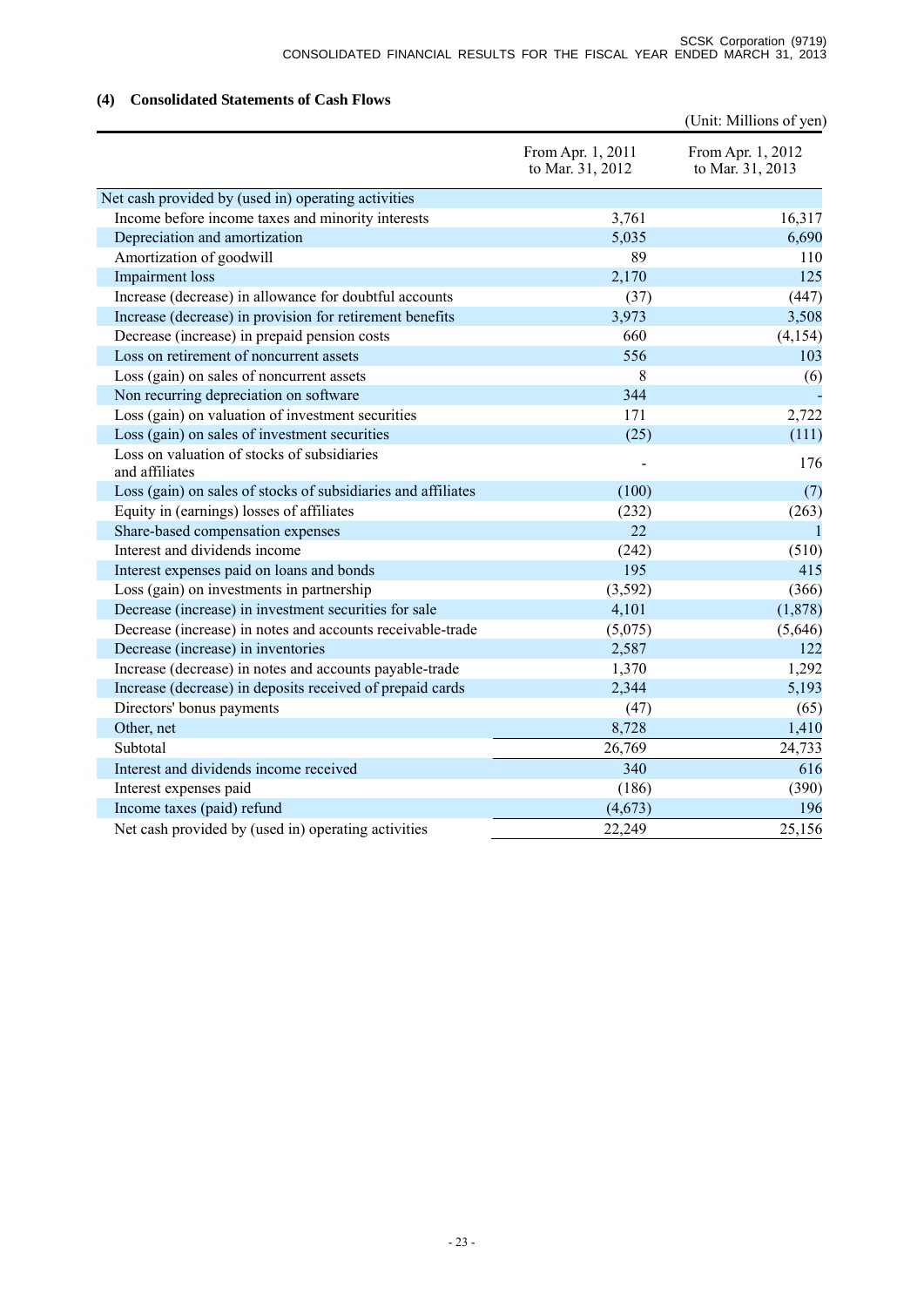### (4) Consolidated Statements of Cash Flows

(Unit: Millions of yen)

| | From Apr. 1, 2011 to Mar. 31, 2012 | From Apr. 1, 2012 to Mar. 31, 2013 |
|---|---|---|
| Net cash provided by (used in) operating activities | | |
| Income before income taxes and minority interests | 3,761 | 16,317 |
| Depreciation and amortization | 5,035 | 6,690 |
| Amortization of goodwill | 89 | 110 |
| Impairment loss | 2,170 | 125 |
| Increase (decrease) in allowance for doubtful accounts | (37) | (447) |
| Increase (decrease) in provision for retirement benefits | 3,973 | 3,508 |
| Decrease (increase) in prepaid pension costs | 660 | (4,154) |
| Loss on retirement of noncurrent assets | 556 | 103 |
| Loss (gain) on sales of noncurrent assets | 8 | (6) |
| Non recurring depreciation on software | 344 | - |
| Loss (gain) on valuation of investment securities | 171 | 2,722 |
| Loss (gain) on sales of investment securities | (25) | (111) |
| Loss on valuation of stocks of subsidiaries and affiliates | - | 176 |
| Loss (gain) on sales of stocks of subsidiaries and affiliates | (100) | (7) |
| Equity in (earnings) losses of affiliates | (232) | (263) |
| Share-based compensation expenses | 22 | 1 |
| Interest and dividends income | (242) | (510) |
| Interest expenses paid on loans and bonds | 195 | 415 |
| Loss (gain) on investments in partnership | (3,592) | (366) |
| Decrease (increase) in investment securities for sale | 4,101 | (1,878) |
| Decrease (increase) in notes and accounts receivable-trade | (5,075) | (5,646) |
| Decrease (increase) in inventories | 2,587 | 122 |
| Increase (decrease) in notes and accounts payable-trade | 1,370 | 1,292 |
| Increase (decrease) in deposits received of prepaid cards | 2,344 | 5,193 |
| Directors' bonus payments | (47) | (65) |
| Other, net | 8,728 | 1,410 |
| Subtotal | 26,769 | 24,733 |
| Interest and dividends income received | 340 | 616 |
| Interest expenses paid | (186) | (390) |
| Income taxes (paid) refund | (4,673) | 196 |
| Net cash provided by (used in) operating activities | 22,249 | 25,156 |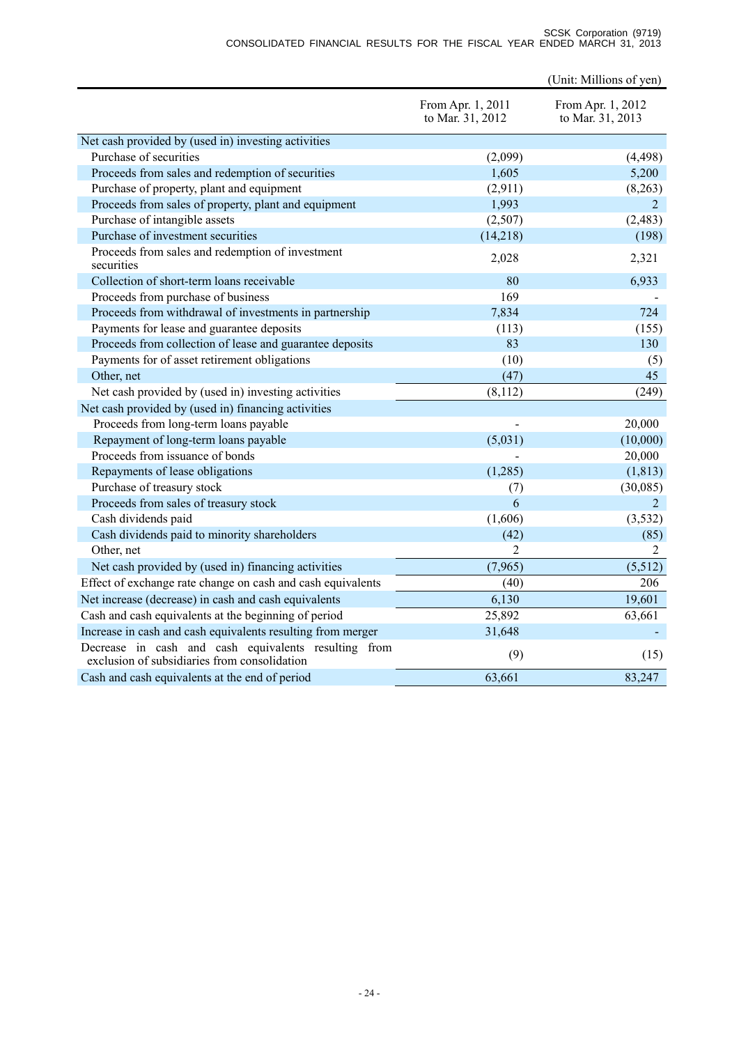(Unit: Millions of yen)

| | From Apr. 1, 2011 to Mar. 31, 2012 | From Apr. 1, 2012 to Mar. 31, 2013 |
|---|---|---|
| Net cash provided by (used in) investing activities | | |
| Purchase of securities | (2,099) | (4,498) |
| Proceeds from sales and redemption of securities | 1,605 | 5,200 |
| Purchase of property, plant and equipment | (2,911) | (8,263) |
| Proceeds from sales of property, plant and equipment | 1,993 | 2 |
| Purchase of intangible assets | (2,507) | (2,483) |
| Purchase of investment securities | (14,218) | (198) |
| Proceeds from sales and redemption of investment securities | 2,028 | 2,321 |
| Collection of short-term loans receivable | 80 | 6,933 |
| Proceeds from purchase of business | 169 | - |
| Proceeds from withdrawal of investments in partnership | 7,834 | 724 |
| Payments for lease and guarantee deposits | (113) | (155) |
| Proceeds from collection of lease and guarantee deposits | 83 | 130 |
| Payments for of asset retirement obligations | (10) | (5) |
| Other, net | (47) | 45 |
| Net cash provided by (used in) investing activities | (8,112) | (249) |
| Net cash provided by (used in) financing activities | | |
| Proceeds from long-term loans payable | - | 20,000 |
| Repayment of long-term loans payable | (5,031) | (10,000) |
| Proceeds from issuance of bonds | - | 20,000 |
| Repayments of lease obligations | (1,285) | (1,813) |
| Purchase of treasury stock | (7) | (30,085) |
| Proceeds from sales of treasury stock | 6 | 2 |
| Cash dividends paid | (1,606) | (3,532) |
| Cash dividends paid to minority shareholders | (42) | (85) |
| Other, net | 2 | 2 |
| Net cash provided by (used in) financing activities | (7,965) | (5,512) |
| Effect of exchange rate change on cash and cash equivalents | (40) | 206 |
| Net increase (decrease) in cash and cash equivalents | 6,130 | 19,601 |
| Cash and cash equivalents at the beginning of period | 25,892 | 63,661 |
| Increase in cash and cash equivalents resulting from merger | 31,648 | - |
| Decrease in cash and cash equivalents resulting from exclusion of subsidiaries from consolidation | (9) | (15) |
| Cash and cash equivalents at the end of period | 63,661 | 83,247 |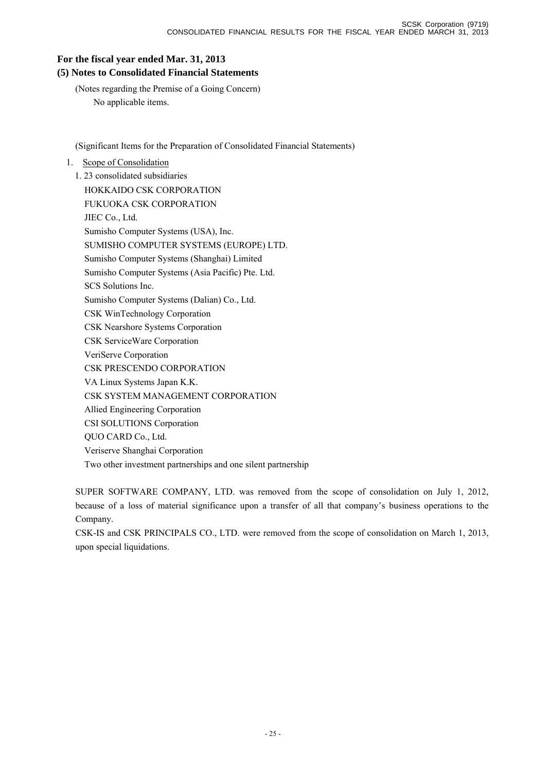## For the fiscal year ended Mar. 31, 2013

### (5) Notes to Consolidated Financial Statements

(Notes regarding the Premise of a Going Concern)

No applicable items.

(Significant Items for the Preparation of Consolidated Financial Statements)

1. Scope of Consolidation

1. 23 consolidated subsidiaries

HOKKAIDO CSK CORPORATION
FUKUOKA CSK CORPORATION
JIEC Co., Ltd.
Sumisho Computer Systems (USA), Inc.
SUMISHO COMPUTER SYSTEMS (EUROPE) LTD.
Sumisho Computer Systems (Shanghai) Limited
Sumisho Computer Systems (Asia Pacific) Pte. Ltd.
SCS Solutions Inc.
Sumisho Computer Systems (Dalian) Co., Ltd.
CSK WinTechnology Corporation
CSK Nearshore Systems Corporation
CSK ServiceWare Corporation
VeriServe Corporation
CSK PRESCENDO CORPORATION
VA Linux Systems Japan K.K.
CSK SYSTEM MANAGEMENT CORPORATION
Allied Engineering Corporation
CSI SOLUTIONS Corporation
QUO CARD Co., Ltd.
Veriserve Shanghai Corporation
Two other investment partnerships and one silent partnership

SUPER SOFTWARE COMPANY, LTD. was removed from the scope of consolidation on July 1, 2012, because of a loss of material significance upon a transfer of all that company's business operations to the Company.

CSK-IS and CSK PRINCIPALS CO., LTD. were removed from the scope of consolidation on March 1, 2013, upon special liquidations.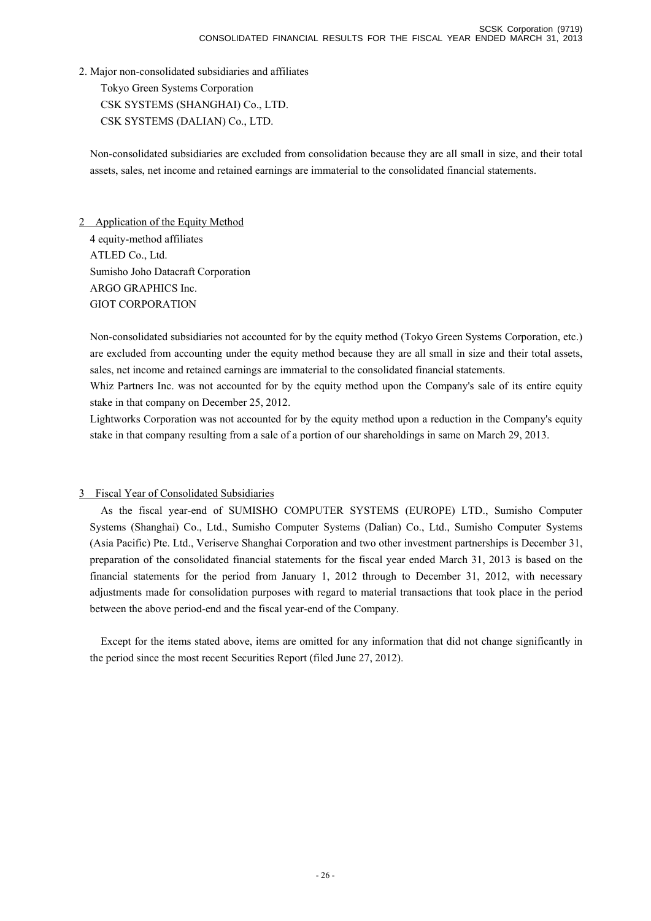2. Major non-consolidated subsidiaries and affiliates

Tokyo Green Systems Corporation
CSK SYSTEMS (SHANGHAI) Co., LTD.
CSK SYSTEMS (DALIAN) Co., LTD.

Non-consolidated subsidiaries are excluded from consolidation because they are all small in size, and their total assets, sales, net income and retained earnings are immaterial to the consolidated financial statements.

## 2 Application of the Equity Method

4 equity-method affiliates
ATLED Co., Ltd.
Sumisho Joho Datacraft Corporation
ARGO GRAPHICS Inc.
GIOT CORPORATION

Non-consolidated subsidiaries not accounted for by the equity method (Tokyo Green Systems Corporation, etc.) are excluded from accounting under the equity method because they are all small in size and their total assets, sales, net income and retained earnings are immaterial to the consolidated financial statements.

Whiz Partners Inc. was not accounted for by the equity method upon the Company's sale of its entire equity stake in that company on December 25, 2012.

Lightworks Corporation was not accounted for by the equity method upon a reduction in the Company's equity stake in that company resulting from a sale of a portion of our shareholdings in same on March 29, 2013.

## 3 Fiscal Year of Consolidated Subsidiaries

As the fiscal year-end of SUMISHO COMPUTER SYSTEMS (EUROPE) LTD., Sumisho Computer Systems (Shanghai) Co., Ltd., Sumisho Computer Systems (Dalian) Co., Ltd., Sumisho Computer Systems (Asia Pacific) Pte. Ltd., Veriserve Shanghai Corporation and two other investment partnerships is December 31, preparation of the consolidated financial statements for the fiscal year ended March 31, 2013 is based on the financial statements for the period from January 1, 2012 through to December 31, 2012, with necessary adjustments made for consolidation purposes with regard to material transactions that took place in the period between the above period-end and the fiscal year-end of the Company.

Except for the items stated above, items are omitted for any information that did not change significantly in the period since the most recent Securities Report (filed June 27, 2012).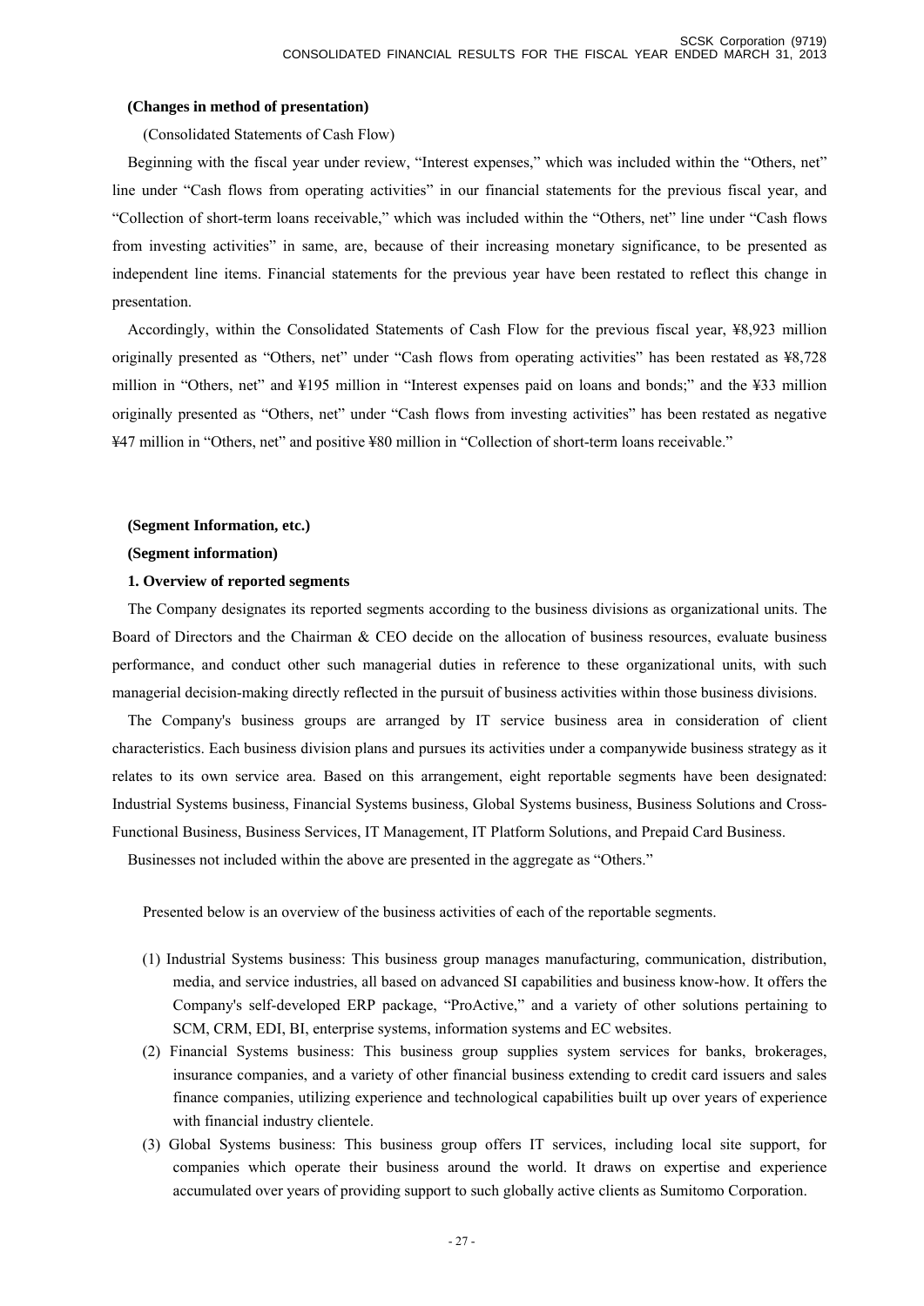**(Changes in method of presentation)**

(Consolidated Statements of Cash Flow)

Beginning with the fiscal year under review, "Interest expenses," which was included within the "Others, net" line under "Cash flows from operating activities" in our financial statements for the previous fiscal year, and "Collection of short-term loans receivable," which was included within the "Others, net" line under "Cash flows from investing activities" in same, are, because of their increasing monetary significance, to be presented as independent line items. Financial statements for the previous year have been restated to reflect this change in presentation.

Accordingly, within the Consolidated Statements of Cash Flow for the previous fiscal year, ¥8,923 million originally presented as "Others, net" under "Cash flows from operating activities" has been restated as ¥8,728 million in "Others, net" and ¥195 million in "Interest expenses paid on loans and bonds;" and the ¥33 million originally presented as "Others, net" under "Cash flows from investing activities" has been restated as negative ¥47 million in "Others, net" and positive ¥80 million in "Collection of short-term loans receivable."

**(Segment Information, etc.)**

**(Segment information)**

**1. Overview of reported segments**

The Company designates its reported segments according to the business divisions as organizational units. The Board of Directors and the Chairman & CEO decide on the allocation of business resources, evaluate business performance, and conduct other such managerial duties in reference to these organizational units, with such managerial decision-making directly reflected in the pursuit of business activities within those business divisions.

The Company's business groups are arranged by IT service business area in consideration of client characteristics. Each business division plans and pursues its activities under a companywide business strategy as it relates to its own service area. Based on this arrangement, eight reportable segments have been designated: Industrial Systems business, Financial Systems business, Global Systems business, Business Solutions and Cross-Functional Business, Business Services, IT Management, IT Platform Solutions, and Prepaid Card Business.

Businesses not included within the above are presented in the aggregate as "Others."

Presented below is an overview of the business activities of each of the reportable segments.

(1) Industrial Systems business: This business group manages manufacturing, communication, distribution, media, and service industries, all based on advanced SI capabilities and business know-how. It offers the Company's self-developed ERP package, "ProActive," and a variety of other solutions pertaining to SCM, CRM, EDI, BI, enterprise systems, information systems and EC websites.

(2) Financial Systems business: This business group supplies system services for banks, brokerages, insurance companies, and a variety of other financial business extending to credit card issuers and sales finance companies, utilizing experience and technological capabilities built up over years of experience with financial industry clientele.

(3) Global Systems business: This business group offers IT services, including local site support, for companies which operate their business around the world. It draws on expertise and experience accumulated over years of providing support to such globally active clients as Sumitomo Corporation.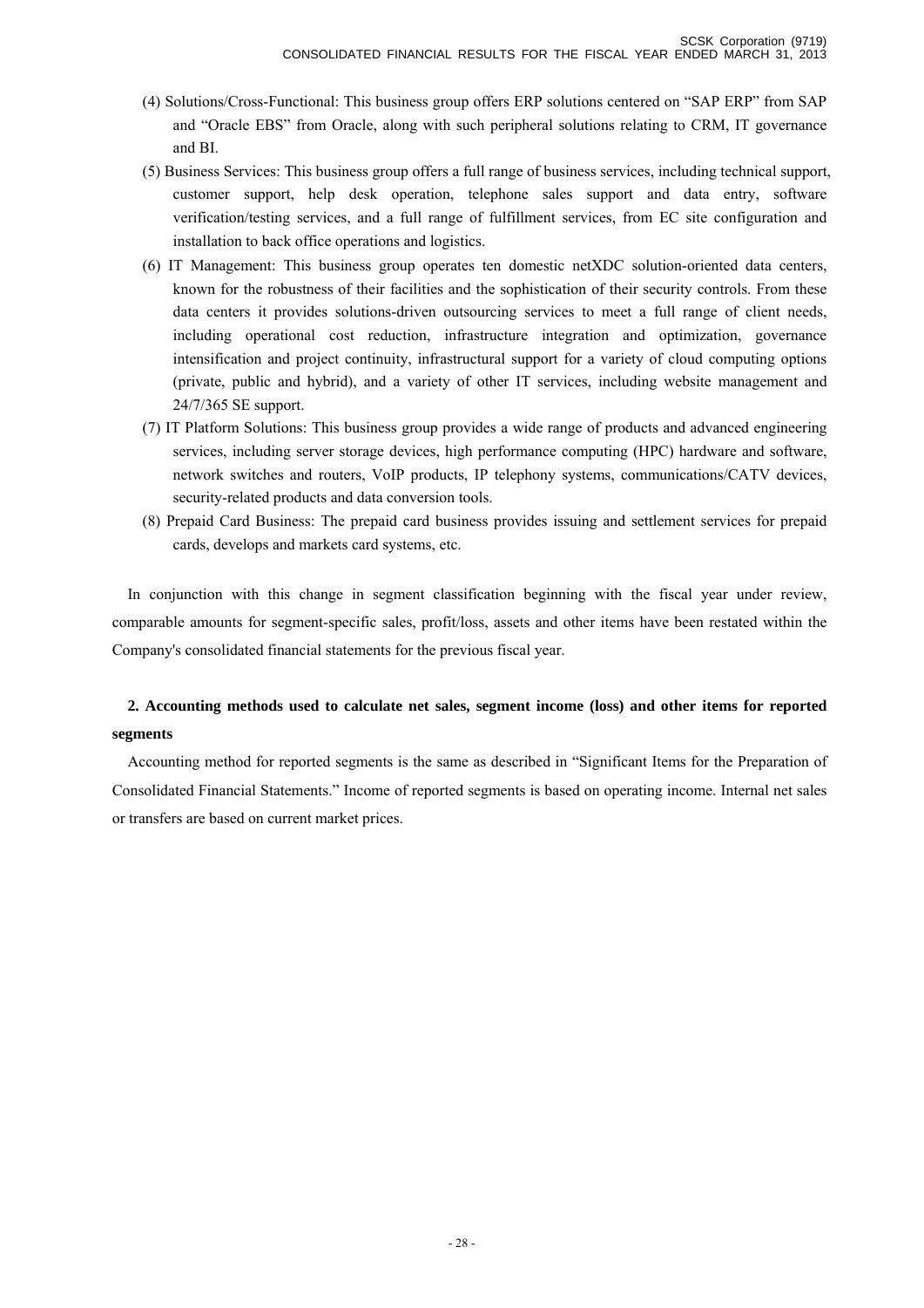(4) Solutions/Cross-Functional: This business group offers ERP solutions centered on "SAP ERP" from SAP and "Oracle EBS" from Oracle, along with such peripheral solutions relating to CRM, IT governance and BI.

(5) Business Services: This business group offers a full range of business services, including technical support, customer support, help desk operation, telephone sales support and data entry, software verification/testing services, and a full range of fulfillment services, from EC site configuration and installation to back office operations and logistics.

(6) IT Management: This business group operates ten domestic netXDC solution-oriented data centers, known for the robustness of their facilities and the sophistication of their security controls. From these data centers it provides solutions-driven outsourcing services to meet a full range of client needs, including operational cost reduction, infrastructure integration and optimization, governance intensification and project continuity, infrastructural support for a variety of cloud computing options (private, public and hybrid), and a variety of other IT services, including website management and 24/7/365 SE support.

(7) IT Platform Solutions: This business group provides a wide range of products and advanced engineering services, including server storage devices, high performance computing (HPC) hardware and software, network switches and routers, VoIP products, IP telephony systems, communications/CATV devices, security-related products and data conversion tools.

(8) Prepaid Card Business: The prepaid card business provides issuing and settlement services for prepaid cards, develops and markets card systems, etc.

In conjunction with this change in segment classification beginning with the fiscal year under review, comparable amounts for segment-specific sales, profit/loss, assets and other items have been restated within the Company's consolidated financial statements for the previous fiscal year.

**2. Accounting methods used to calculate net sales, segment income (loss) and other items for reported segments**

Accounting method for reported segments is the same as described in "Significant Items for the Preparation of Consolidated Financial Statements." Income of reported segments is based on operating income. Internal net sales or transfers are based on current market prices.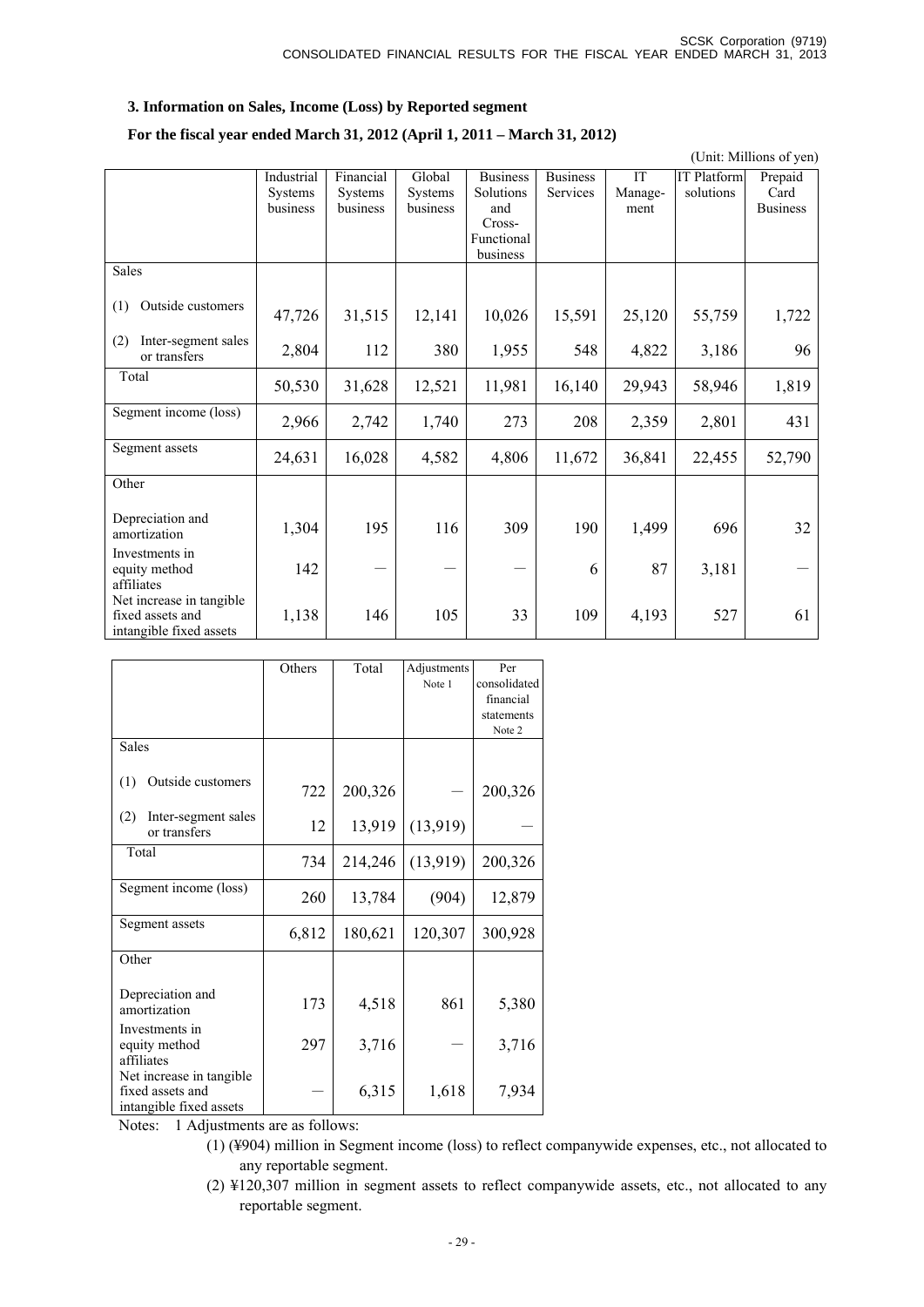### 3. Information on Sales, Income (Loss) by Reported segment

**For the fiscal year ended March 31, 2012 (April 1, 2011 – March 31, 2012)**

(Unit: Millions of yen)

| | Industrial Systems business | Financial Systems business | Global Systems business | Business Solutions and Cross-Functional business | Business Services | IT Manage-ment | IT Platform solutions | Prepaid Card Business |
|---|---|---|---|---|---|---|---|---|
| Sales | | | | | | | | |
| (1) Outside customers | 47,726 | 31,515 | 12,141 | 10,026 | 15,591 | 25,120 | 55,759 | 1,722 |
| (2) Inter-segment sales or transfers | 2,804 | 112 | 380 | 1,955 | 548 | 4,822 | 3,186 | 96 |
| Total | 50,530 | 31,628 | 12,521 | 11,981 | 16,140 | 29,943 | 58,946 | 1,819 |
| Segment income (loss) | 2,966 | 2,742 | 1,740 | 273 | 208 | 2,359 | 2,801 | 431 |
| Segment assets | 24,631 | 16,028 | 4,582 | 4,806 | 11,672 | 36,841 | 22,455 | 52,790 |
| Other | | | | | | | | |
| Depreciation and amortization | 1,304 | 195 | 116 | 309 | 190 | 1,499 | 696 | 32 |
| Investments in equity method affiliates | 142 | — | — | — | 6 | 87 | 3,181 | — |
| Net increase in tangible fixed assets and intangible fixed assets | 1,138 | 146 | 105 | 33 | 109 | 4,193 | 527 | 61 |

| | Others | Total | Adjustments Note 1 | Per consolidated financial statements Note 2 |
|---|---|---|---|---|
| Sales | | | | |
| (1) Outside customers | 722 | 200,326 | — | 200,326 |
| (2) Inter-segment sales or transfers | 12 | 13,919 | (13,919) | — |
| Total | 734 | 214,246 | (13,919) | 200,326 |
| Segment income (loss) | 260 | 13,784 | (904) | 12,879 |
| Segment assets | 6,812 | 180,621 | 120,307 | 300,928 |
| Other | | | | |
| Depreciation and amortization | 173 | 4,518 | 861 | 5,380 |
| Investments in equity method affiliates | 297 | 3,716 | — | 3,716 |
| Net increase in tangible fixed assets and intangible fixed assets | — | 6,315 | 1,618 | 7,934 |

Notes: 1 Adjustments are as follows:

(1) (¥904) million in Segment income (loss) to reflect companywide expenses, etc., not allocated to any reportable segment.

(2) ¥120,307 million in segment assets to reflect companywide assets, etc., not allocated to any reportable segment.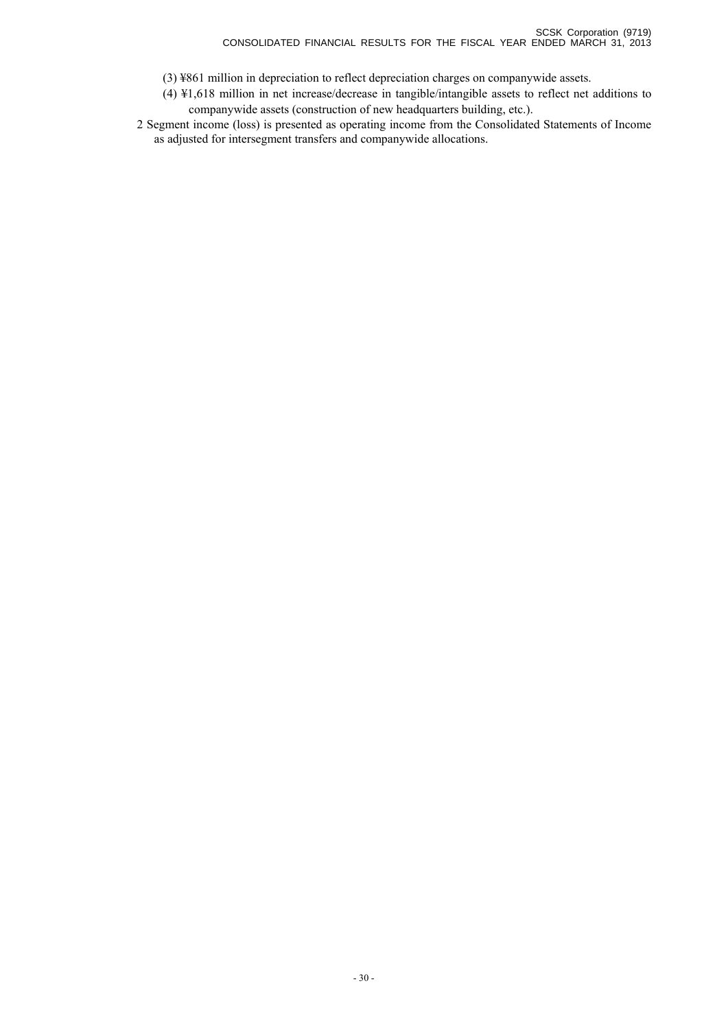(3) ¥861 million in depreciation to reflect depreciation charges on companywide assets.

(4) ¥1,618 million in net increase/decrease in tangible/intangible assets to reflect net additions to companywide assets (construction of new headquarters building, etc.).

2 Segment income (loss) is presented as operating income from the Consolidated Statements of Income as adjusted for intersegment transfers and companywide allocations.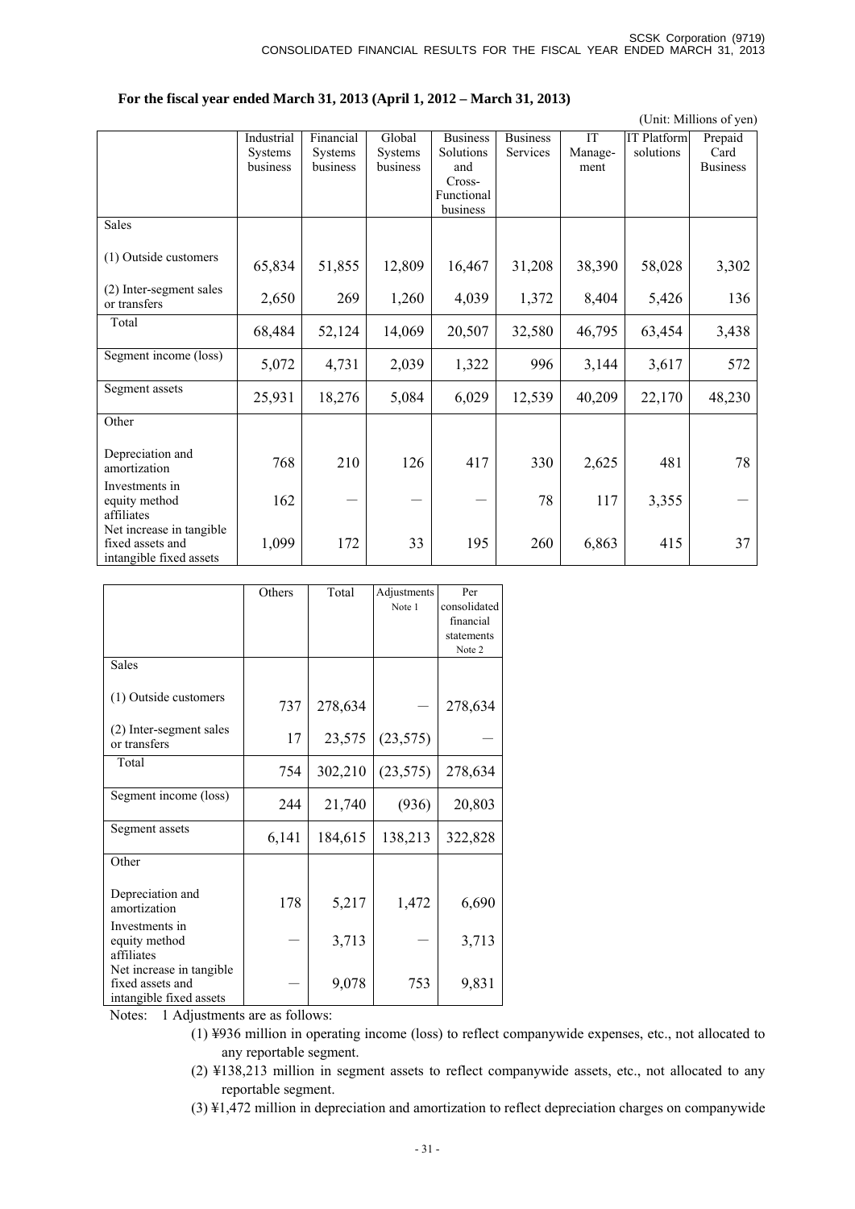**For the fiscal year ended March 31, 2013 (April 1, 2012 – March 31, 2013)**

(Unit: Millions of yen)

| | Industrial Systems business | Financial Systems business | Global Systems business | Business Solutions and Cross-Functional business | Business Services | IT Manage-ment | IT Platform solutions | Prepaid Card Business |
|---|---|---|---|---|---|---|---|---|
| Sales | | | | | | | | |
| (1) Outside customers | 65,834 | 51,855 | 12,809 | 16,467 | 31,208 | 38,390 | 58,028 | 3,302 |
| (2) Inter-segment sales or transfers | 2,650 | 269 | 1,260 | 4,039 | 1,372 | 8,404 | 5,426 | 136 |
| Total | 68,484 | 52,124 | 14,069 | 20,507 | 32,580 | 46,795 | 63,454 | 3,438 |
| Segment income (loss) | 5,072 | 4,731 | 2,039 | 1,322 | 996 | 3,144 | 3,617 | 572 |
| Segment assets | 25,931 | 18,276 | 5,084 | 6,029 | 12,539 | 40,209 | 22,170 | 48,230 |
| Other | | | | | | | | |
| Depreciation and amortization | 768 | 210 | 126 | 417 | 330 | 2,625 | 481 | 78 |
| Investments in equity method affiliates | 162 | — | — | — | 78 | 117 | 3,355 | — |
| Net increase in tangible fixed assets and intangible fixed assets | 1,099 | 172 | 33 | 195 | 260 | 6,863 | 415 | 37 |

| | Others | Total | Adjustments Note 1 | Per consolidated financial statements Note 2 |
|---|---|---|---|---|
| Sales | | | | |
| (1) Outside customers | 737 | 278,634 | — | 278,634 |
| (2) Inter-segment sales or transfers | 17 | 23,575 | (23,575) | — |
| Total | 754 | 302,210 | (23,575) | 278,634 |
| Segment income (loss) | 244 | 21,740 | (936) | 20,803 |
| Segment assets | 6,141 | 184,615 | 138,213 | 322,828 |
| Other | | | | |
| Depreciation and amortization | 178 | 5,217 | 1,472 | 6,690 |
| Investments in equity method affiliates | — | 3,713 | — | 3,713 |
| Net increase in tangible fixed assets and intangible fixed assets | — | 9,078 | 753 | 9,831 |

Notes: 1 Adjustments are as follows:

(1) ¥936 million in operating income (loss) to reflect companywide expenses, etc., not allocated to any reportable segment.

(2) ¥138,213 million in segment assets to reflect companywide assets, etc., not allocated to any reportable segment.

(3) ¥1,472 million in depreciation and amortization to reflect depreciation charges on companywide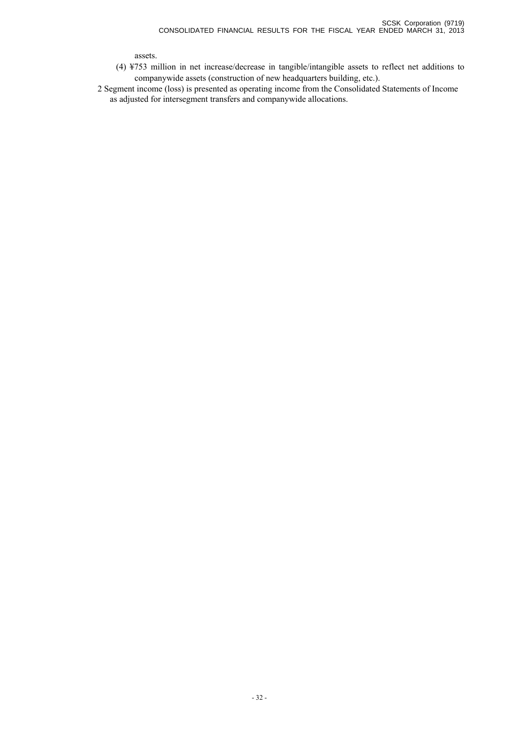assets.

(4) ¥753 million in net increase/decrease in tangible/intangible assets to reflect net additions to companywide assets (construction of new headquarters building, etc.).

2 Segment income (loss) is presented as operating income from the Consolidated Statements of Income as adjusted for intersegment transfers and companywide allocations.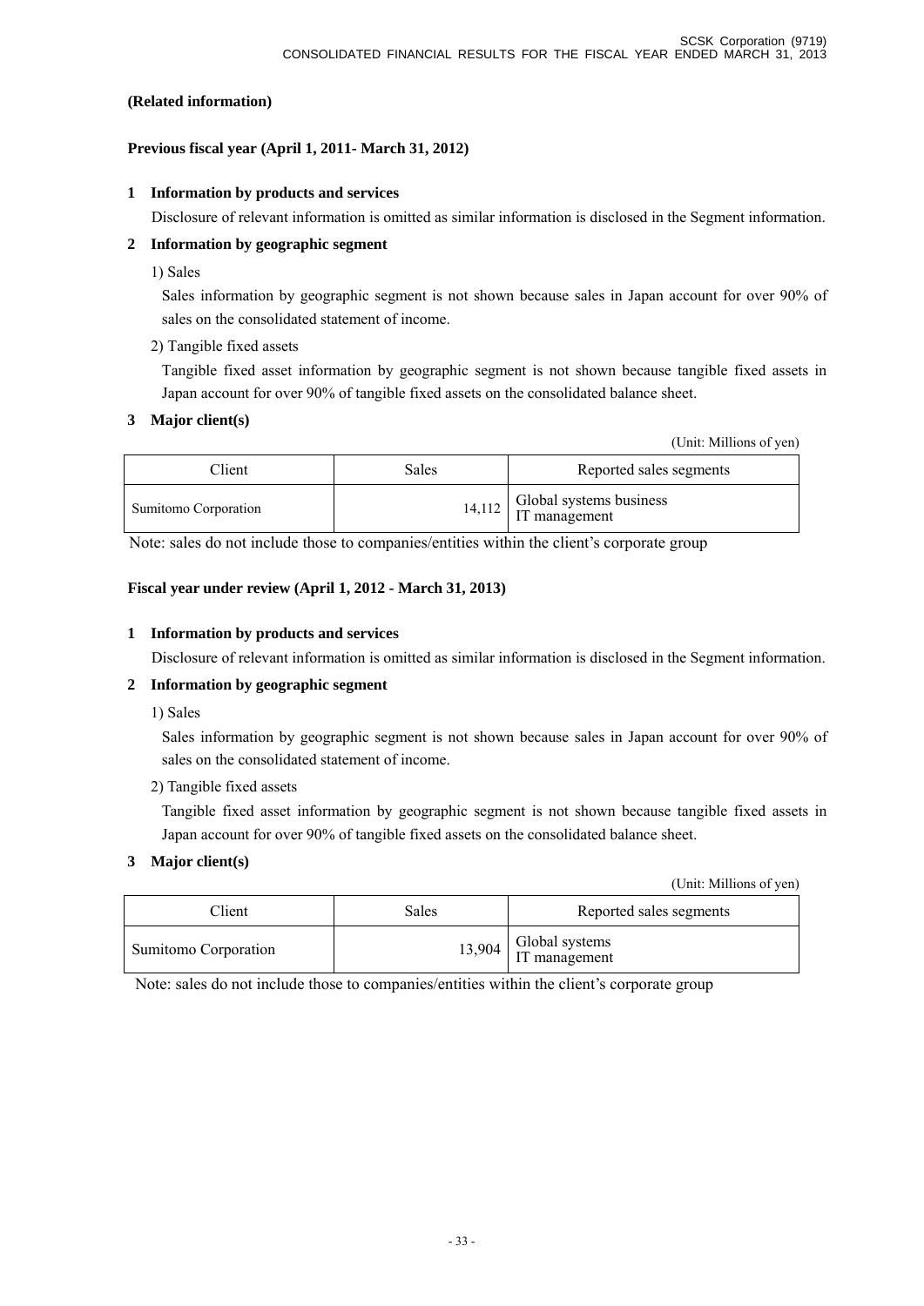**(Related information)**

**Previous fiscal year (April 1, 2011- March 31, 2012)**

**1 Information by products and services**

Disclosure of relevant information is omitted as similar information is disclosed in the Segment information.

**2 Information by geographic segment**

1) Sales

Sales information by geographic segment is not shown because sales in Japan account for over 90% of sales on the consolidated statement of income.

2) Tangible fixed assets

Tangible fixed asset information by geographic segment is not shown because tangible fixed assets in Japan account for over 90% of tangible fixed assets on the consolidated balance sheet.

**3 Major client(s)**

(Unit: Millions of yen)

| Client | Sales | Reported sales segments |
|---|---|---|
| Sumitomo Corporation | 14,112 | Global systems business<br>IT management |

Note: sales do not include those to companies/entities within the client's corporate group

**Fiscal year under review (April 1, 2012 - March 31, 2013)**

**1 Information by products and services**

Disclosure of relevant information is omitted as similar information is disclosed in the Segment information.

**2 Information by geographic segment**

1) Sales

Sales information by geographic segment is not shown because sales in Japan account for over 90% of sales on the consolidated statement of income.

2) Tangible fixed assets

Tangible fixed asset information by geographic segment is not shown because tangible fixed assets in Japan account for over 90% of tangible fixed assets on the consolidated balance sheet.

**3 Major client(s)**

(Unit: Millions of yen)

| Client | Sales | Reported sales segments |
|---|---|---|
| Sumitomo Corporation | 13,904 | Global systems<br>IT management |

Note: sales do not include those to companies/entities within the client's corporate group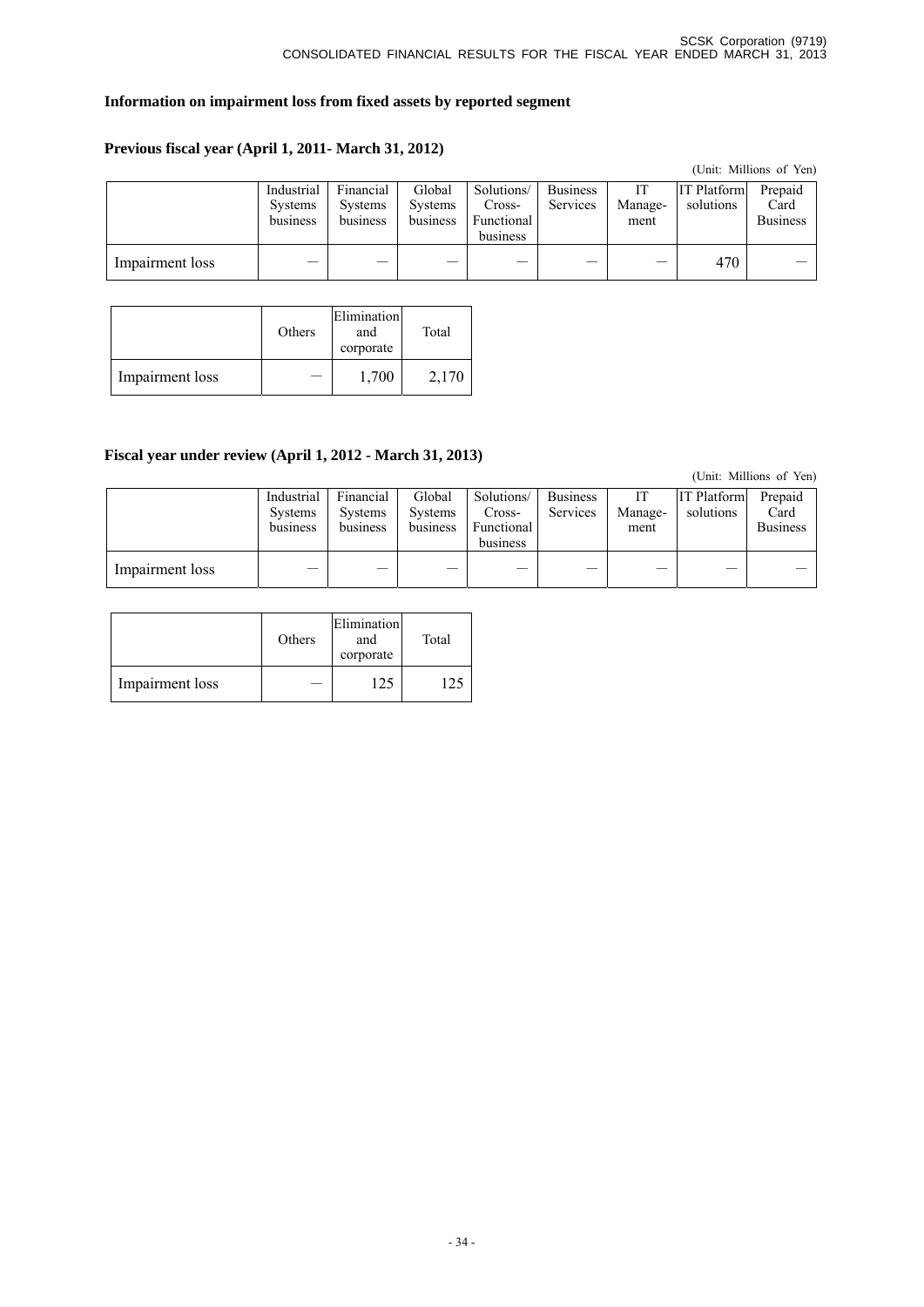### Information on impairment loss from fixed assets by reported segment

#### Previous fiscal year (April 1, 2011- March 31, 2012)

(Unit: Millions of Yen)

| | Industrial Systems business | Financial Systems business | Global Systems business | Solutions/ Cross-Functional business | Business Services | IT Manage-ment | IT Platform solutions | Prepaid Card Business |
|---|---|---|---|---|---|---|---|---|
| Impairment loss | — | — | — | — | — | — | 470 | — |

| | Others | Elimination and corporate | Total |
|---|---|---|---|
| Impairment loss | — | 1,700 | 2,170 |

#### Fiscal year under review (April 1, 2012 - March 31, 2013)

(Unit: Millions of Yen)

| | Industrial Systems business | Financial Systems business | Global Systems business | Solutions/ Cross-Functional business | Business Services | IT Manage-ment | IT Platform solutions | Prepaid Card Business |
|---|---|---|---|---|---|---|---|---|
| Impairment loss | — | — | — | — | — | — | — | — |

| | Others | Elimination and corporate | Total |
|---|---|---|---|
| Impairment loss | — | 125 | 125 |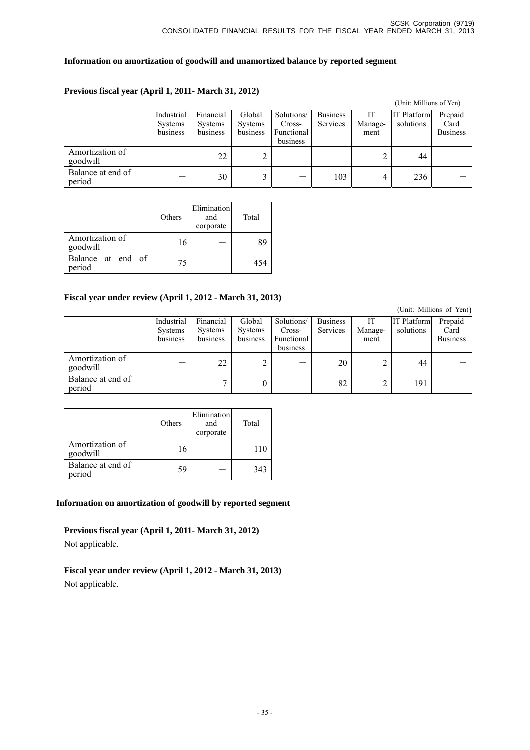### Information on amortization of goodwill and unamortized balance by reported segment

#### Previous fiscal year (April 1, 2011- March 31, 2012)

(Unit: Millions of Yen)

| | Industrial Systems business | Financial Systems business | Global Systems business | Solutions/ Cross-Functional business | Business Services | IT Manage-ment | IT Platform solutions | Prepaid Card Business |
|---|---|---|---|---|---|---|---|---|
| Amortization of goodwill | — | 22 | 2 | — | — | 2 | 44 | — |
| Balance at end of period | — | 30 | 3 | — | 103 | 4 | 236 | — |

| | Others | Elimination and corporate | Total |
|---|---|---|---|
| Amortization of goodwill | 16 | — | 89 |
| Balance at end of period | 75 | — | 454 |

#### Fiscal year under review (April 1, 2012 - March 31, 2013)

(Unit: Millions of Yen))

| | Industrial Systems business | Financial Systems business | Global Systems business | Solutions/ Cross-Functional business | Business Services | IT Manage-ment | IT Platform solutions | Prepaid Card Business |
|---|---|---|---|---|---|---|---|---|
| Amortization of goodwill | — | 22 | 2 | — | 20 | 2 | 44 | — |
| Balance at end of period | — | 7 | 0 | — | 82 | 2 | 191 | — |

| | Others | Elimination and corporate | Total |
|---|---|---|---|
| Amortization of goodwill | 16 | — | 110 |
| Balance at end of period | 59 | — | 343 |

### Information on amortization of goodwill by reported segment

#### Previous fiscal year (April 1, 2011- March 31, 2012)

Not applicable.

#### Fiscal year under review (April 1, 2012 - March 31, 2013)

Not applicable.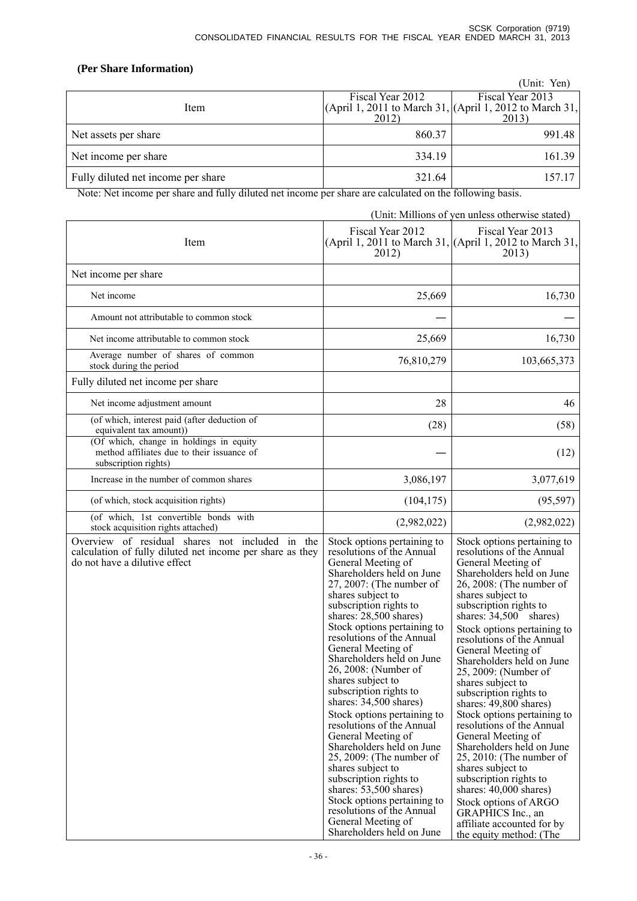**(Per Share Information)**

(Unit: Yen)

| Item | Fiscal Year 2012 (April 1, 2011 to March 31, 2012) | Fiscal Year 2013 (April 1, 2012 to March 31, 2013) |
|---|---|---|
| Net assets per share | 860.37 | 991.48 |
| Net income per share | 334.19 | 161.39 |
| Fully diluted net income per share | 321.64 | 157.17 |

Note: Net income per share and fully diluted net income per share are calculated on the following basis.

(Unit: Millions of yen unless otherwise stated)

| Item | Fiscal Year 2012 (April 1, 2011 to March 31, 2012) | Fiscal Year 2013 (April 1, 2012 to March 31, 2013) |
|---|---|---|
| Net income per share | | |
| Net income | 25,669 | 16,730 |
| Amount not attributable to common stock | — | — |
| Net income attributable to common stock | 25,669 | 16,730 |
| Average number of shares of common stock during the period | 76,810,279 | 103,665,373 |
| Fully diluted net income per share | | |
| Net income adjustment amount | 28 | 46 |
| (of which, interest paid (after deduction of equivalent tax amount)) | (28) | (58) |
| (Of which, change in holdings in equity method affiliates due to their issuance of subscription rights) | — | (12) |
| Increase in the number of common shares | 3,086,197 | 3,077,619 |
| (of which, stock acquisition rights) | (104,175) | (95,597) |
| (of which, 1st convertible bonds with stock acquisition rights attached) | (2,982,022) | (2,982,022) |
| Overview of residual shares not included in the calculation of fully diluted net income per share as they do not have a dilutive effect | Stock options pertaining to resolutions of the Annual General Meeting of Shareholders held on June 27, 2007: (The number of shares subject to subscription rights to shares: 28,500 shares)<br>Stock options pertaining to resolutions of the Annual General Meeting of Shareholders held on June 26, 2008: (Number of shares subject to subscription rights to shares: 34,500 shares)<br>Stock options pertaining to resolutions of the Annual General Meeting of Shareholders held on June 25, 2009: (The number of shares subject to subscription rights to shares: 53,500 shares)<br>Stock options pertaining to resolutions of the Annual General Meeting of Shareholders held on June | Stock options pertaining to resolutions of the Annual General Meeting of Shareholders held on June 26, 2008: (The number of shares subject to subscription rights to shares: 34,500 shares)<br>Stock options pertaining to resolutions of the Annual General Meeting of Shareholders held on June 25, 2009: (Number of shares subject to subscription rights to shares: 49,800 shares)<br>Stock options pertaining to resolutions of the Annual General Meeting of Shareholders held on June 25, 2010: (The number of shares subject to subscription rights to shares: 40,000 shares)<br>Stock options of ARGO GRAPHICS Inc., an affiliate accounted for by the equity method: (The |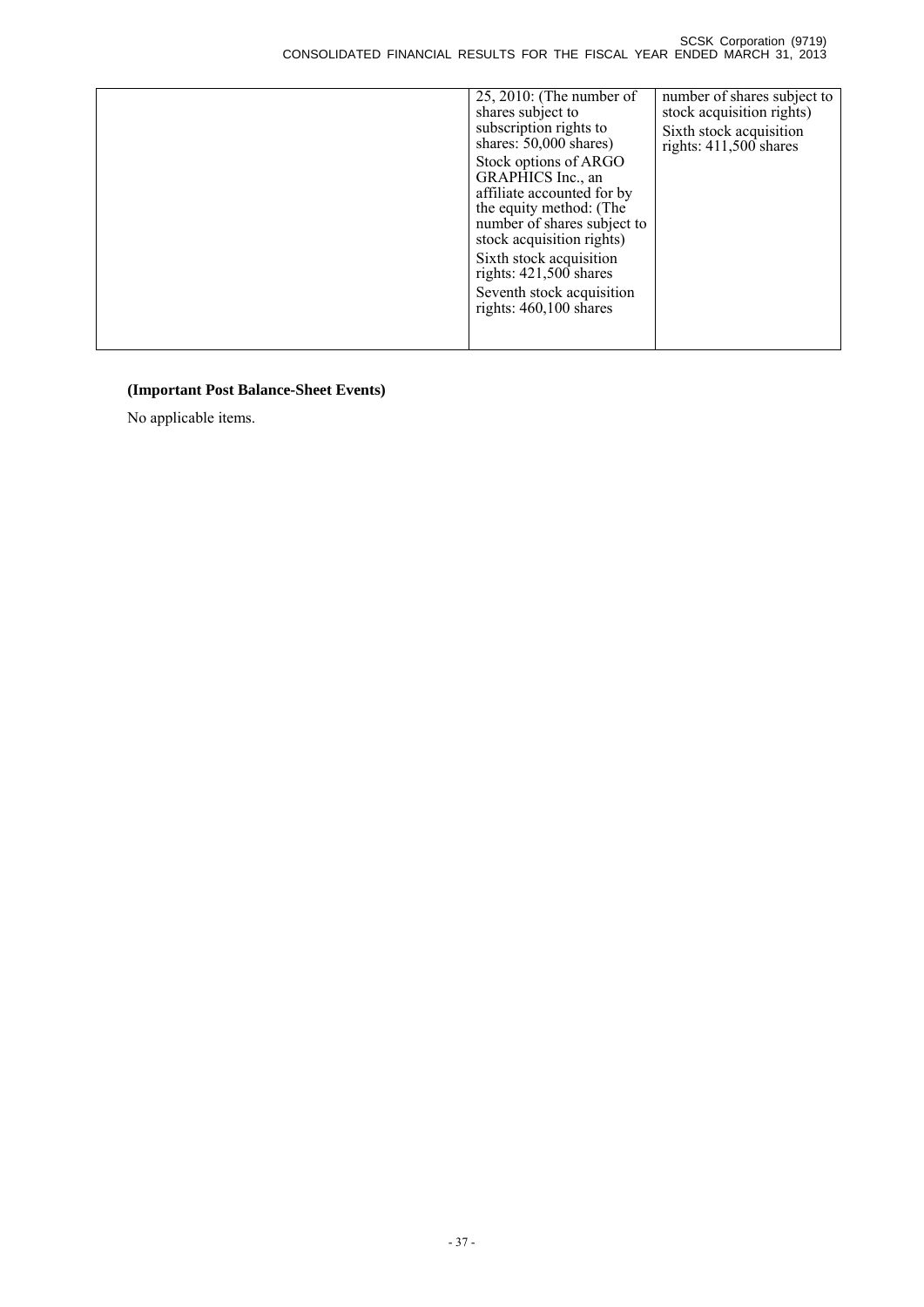| | | |
|---|---|---|
| | 25, 2010: (The number of shares subject to subscription rights to shares: 50,000 shares)<br>Stock options of ARGO GRAPHICS Inc., an affiliate accounted for by the equity method: (The number of shares subject to stock acquisition rights)<br>Sixth stock acquisition rights: 421,500 shares<br>Seventh stock acquisition rights: 460,100 shares | number of shares subject to stock acquisition rights)<br>Sixth stock acquisition rights: 411,500 shares |

**(Important Post Balance-Sheet Events)**

No applicable items.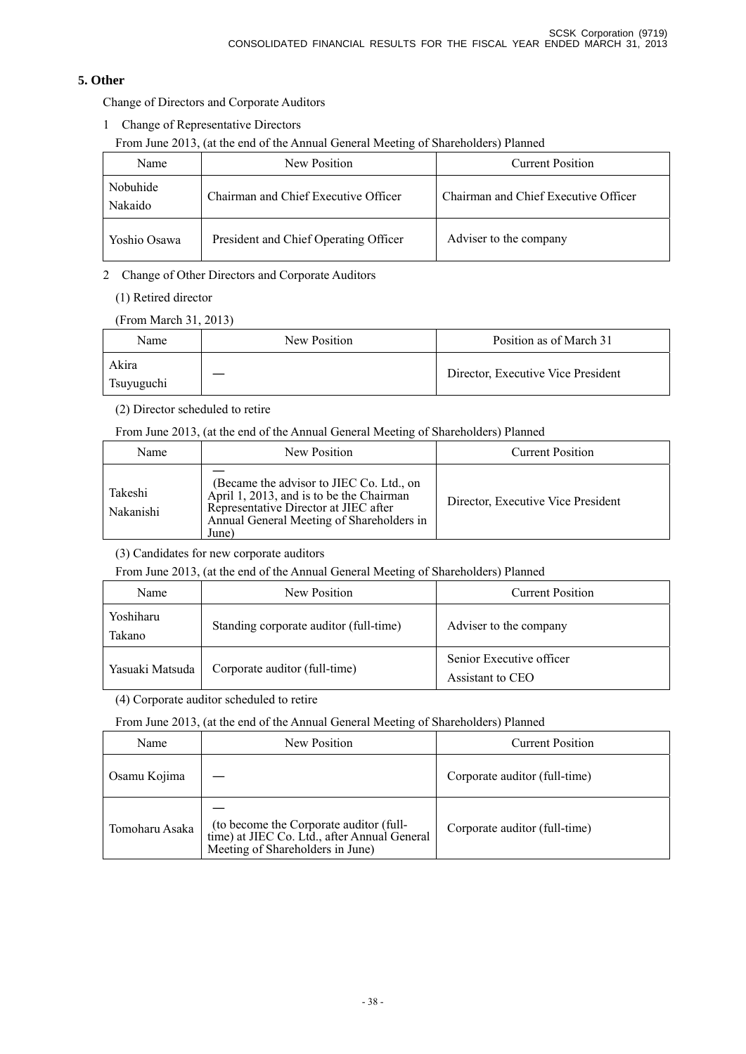## 5. Other

Change of Directors and Corporate Auditors

1 Change of Representative Directors

From June 2013, (at the end of the Annual General Meeting of Shareholders) Planned

| Name | New Position | Current Position |
|---|---|---|
| Nobuhide Nakaido | Chairman and Chief Executive Officer | Chairman and Chief Executive Officer |
| Yoshio Osawa | President and Chief Operating Officer | Adviser to the company |

2 Change of Other Directors and Corporate Auditors

(1) Retired director

(From March 31, 2013)

| Name | New Position | Position as of March 31 |
|---|---|---|
| Akira Tsuyuguchi | — | Director, Executive Vice President |

(2) Director scheduled to retire

From June 2013, (at the end of the Annual General Meeting of Shareholders) Planned

| Name | New Position | Current Position |
|---|---|---|
| Takeshi Nakanishi | — (Became the advisor to JIEC Co. Ltd., on April 1, 2013, and is to be the Chairman Representative Director at JIEC after Annual General Meeting of Shareholders in June) | Director, Executive Vice President |

(3) Candidates for new corporate auditors

From June 2013, (at the end of the Annual General Meeting of Shareholders) Planned

| Name | New Position | Current Position |
|---|---|---|
| Yoshiharu Takano | Standing corporate auditor (full-time) | Adviser to the company |
| Yasuaki Matsuda | Corporate auditor (full-time) | Senior Executive officer Assistant to CEO |

(4) Corporate auditor scheduled to retire

From June 2013, (at the end of the Annual General Meeting of Shareholders) Planned

| Name | New Position | Current Position |
|---|---|---|
| Osamu Kojima | — | Corporate auditor (full-time) |
| Tomoharu Asaka | — (to become the Corporate auditor (full-time) at JIEC Co. Ltd., after Annual General Meeting of Shareholders in June) | Corporate auditor (full-time) |